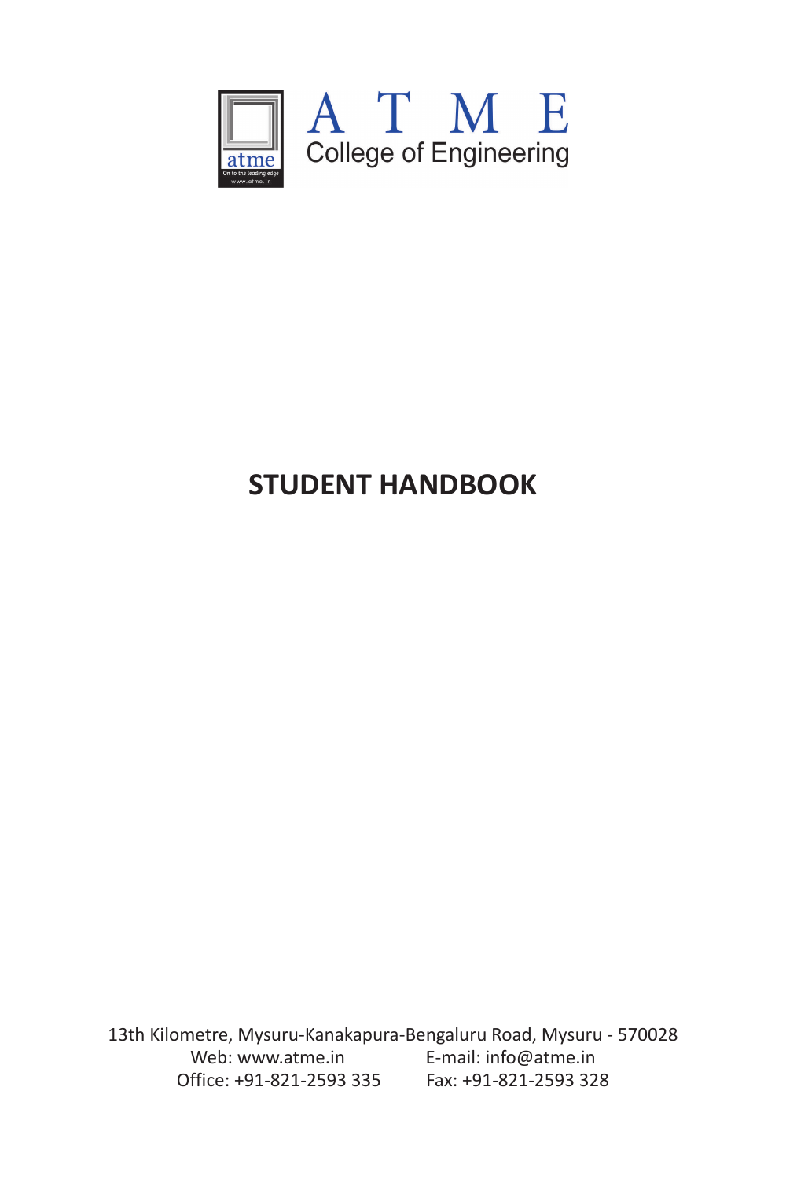# A T M E

College of Engineering

# STUDENT HANDBOOK

13th Kilometre, Mysuru-Kanakapura-Bengaluru Road, Mysuru - 570028

Web: www.atme.in E-mail: info@atme.in

Office: +91-821-2593 335 Fax: +91-821-2593 328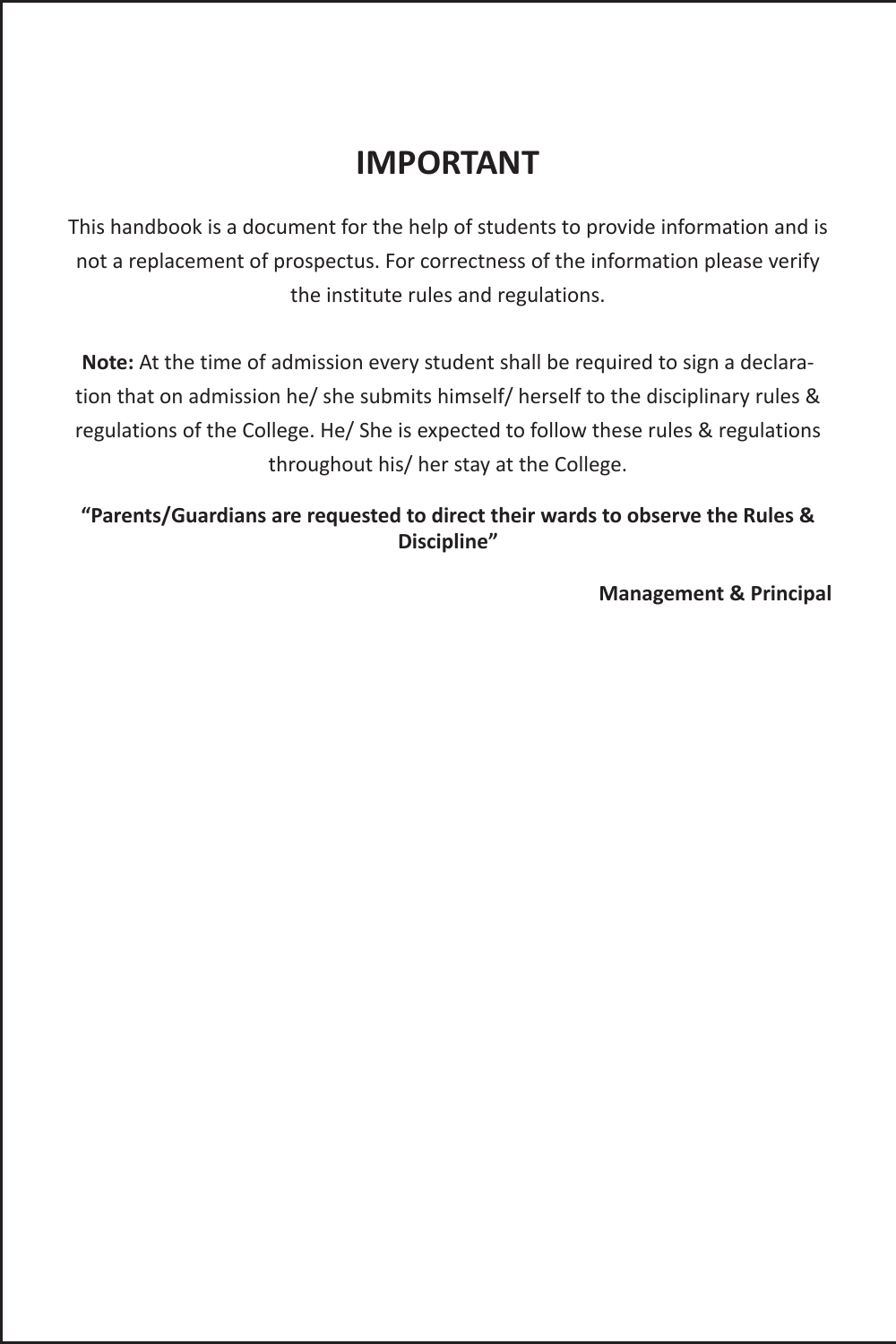# IMPORTANT

This handbook is a document for the help of students to provide information and is not a replacement of prospectus. For correctness of the information please verify the institute rules and regulations.

**Note:** At the time of admission every student shall be required to sign a declaration that on admission he/ she submits himself/ herself to the disciplinary rules & regulations of the College. He/ She is expected to follow these rules & regulations throughout his/ her stay at the College.

**"Parents/Guardians are requested to direct their wards to observe the Rules & Discipline"**

**Management & Principal**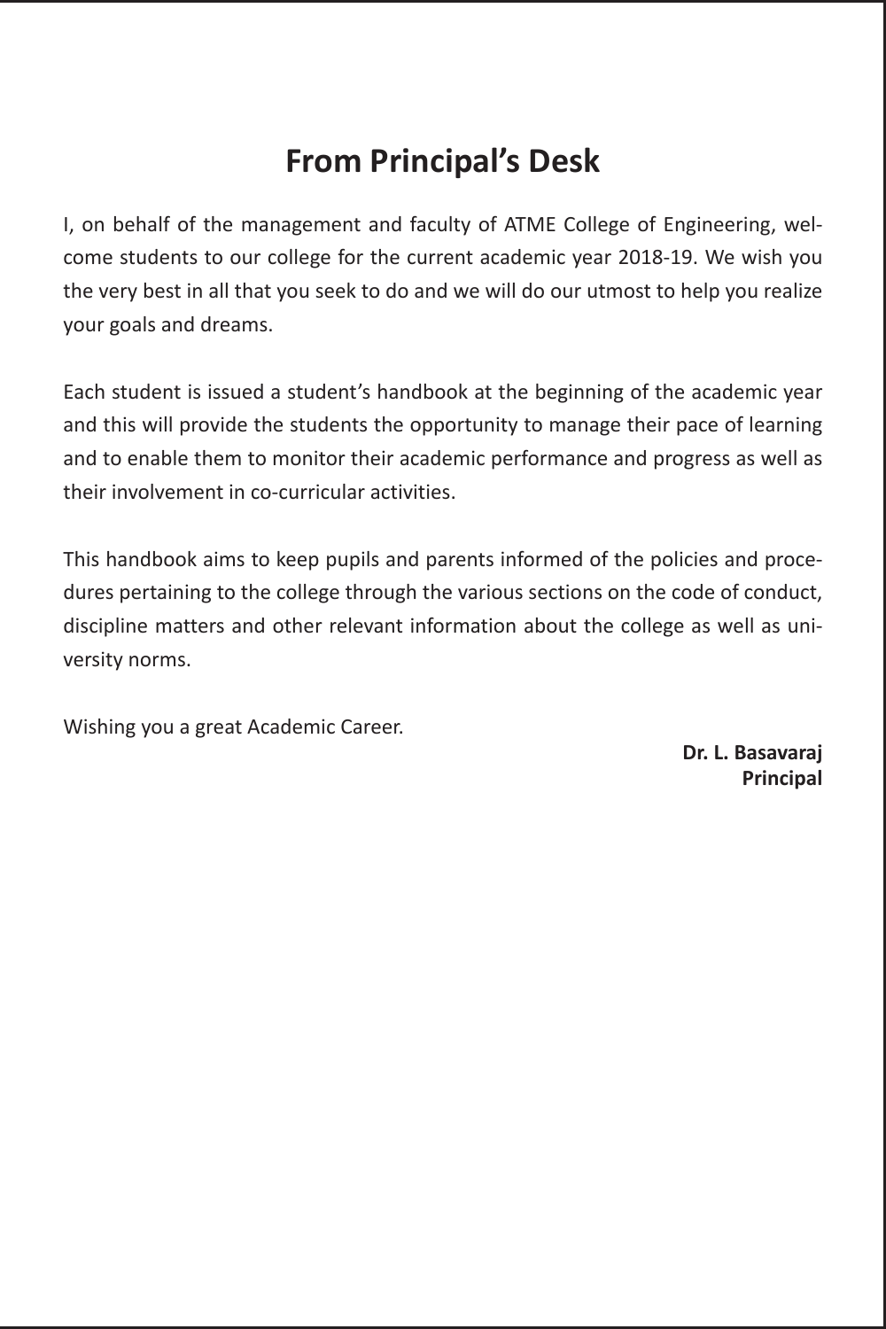# From Principal's Desk

I, on behalf of the management and faculty of ATME College of Engineering, welcome students to our college for the current academic year 2018-19. We wish you the very best in all that you seek to do and we will do our utmost to help you realize your goals and dreams.

Each student is issued a student's handbook at the beginning of the academic year and this will provide the students the opportunity to manage their pace of learning and to enable them to monitor their academic performance and progress as well as their involvement in co-curricular activities.

This handbook aims to keep pupils and parents informed of the policies and procedures pertaining to the college through the various sections on the code of conduct, discipline matters and other relevant information about the college as well as university norms.

Wishing you a great Academic Career.

**Dr. L. Basavaraj**
**Principal**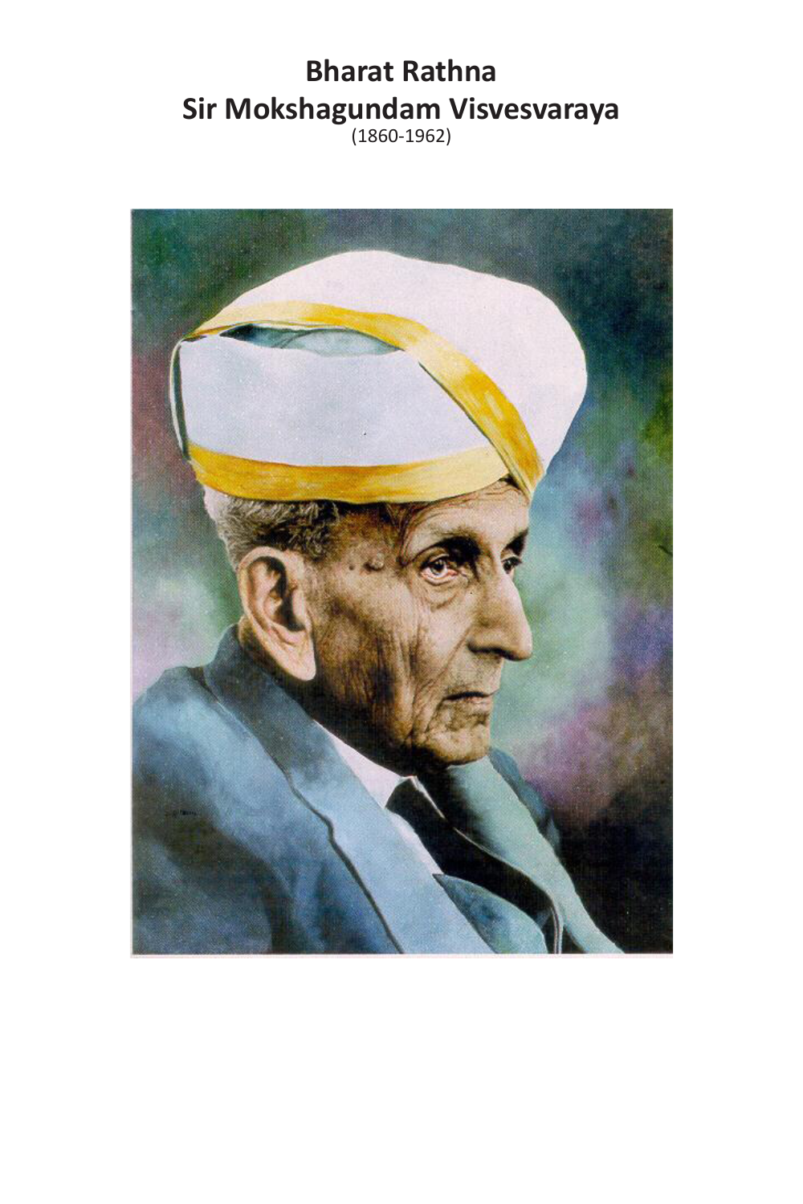# Bharat Rathna
# Sir Mokshagundam Visvesvaraya

(1860-1962)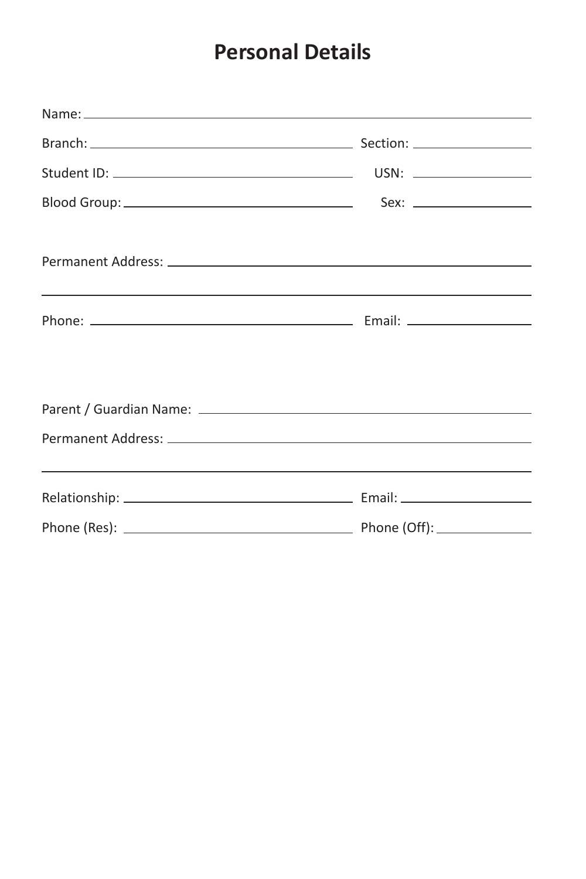# Personal Details

Name: ______________________________________________

Branch: ______________________________ Section: ______________

Student ID: ___________________________ USN: ______________

Blood Group: __________________________ Sex: ______________

Permanent Address: ____________________________________

______________________________________________________

Phone: _______________________________ Email: ______________

Parent / Guardian Name: ________________________________

Permanent Address: ____________________________________

______________________________________________________

Relationship: __________________________ Email: ______________

Phone (Res): __________________________ Phone (Off): __________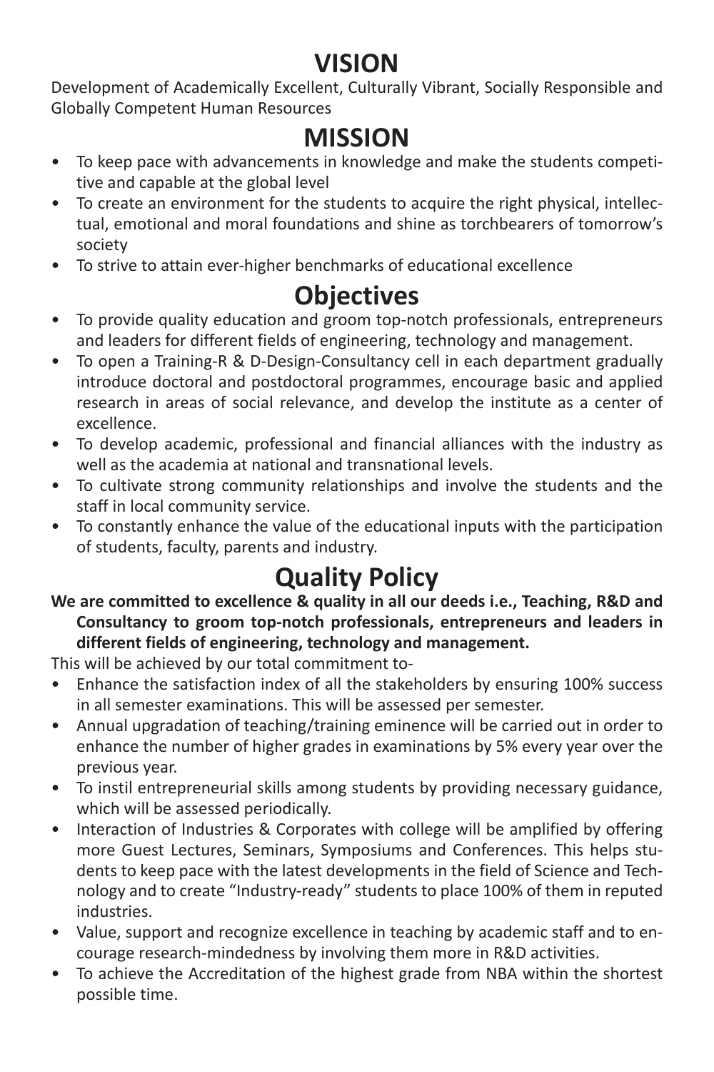# VISION

Development of Academically Excellent, Culturally Vibrant, Socially Responsible and Globally Competent Human Resources

# MISSION

- To keep pace with advancements in knowledge and make the students competitive and capable at the global level
- To create an environment for the students to acquire the right physical, intellectual, emotional and moral foundations and shine as torchbearers of tomorrow's society
- To strive to attain ever-higher benchmarks of educational excellence

# Objectives

- To provide quality education and groom top-notch professionals, entrepreneurs and leaders for different fields of engineering, technology and management.
- To open a Training-R & D-Design-Consultancy cell in each department gradually introduce doctoral and postdoctoral programmes, encourage basic and applied research in areas of social relevance, and develop the institute as a center of excellence.
- To develop academic, professional and financial alliances with the industry as well as the academia at national and transnational levels.
- To cultivate strong community relationships and involve the students and the staff in local community service.
- To constantly enhance the value of the educational inputs with the participation of students, faculty, parents and industry.

# Quality Policy

**We are committed to excellence & quality in all our deeds i.e., Teaching, R&D and Consultancy to groom top-notch professionals, entrepreneurs and leaders in different fields of engineering, technology and management.**

This will be achieved by our total commitment to-

- Enhance the satisfaction index of all the stakeholders by ensuring 100% success in all semester examinations. This will be assessed per semester.
- Annual upgradation of teaching/training eminence will be carried out in order to enhance the number of higher grades in examinations by 5% every year over the previous year.
- To instil entrepreneurial skills among students by providing necessary guidance, which will be assessed periodically.
- Interaction of Industries & Corporates with college will be amplified by offering more Guest Lectures, Seminars, Symposiums and Conferences. This helps students to keep pace with the latest developments in the field of Science and Technology and to create "Industry-ready" students to place 100% of them in reputed industries.
- Value, support and recognize excellence in teaching by academic staff and to encourage research-mindedness by involving them more in R&D activities.
- To achieve the Accreditation of the highest grade from NBA within the shortest possible time.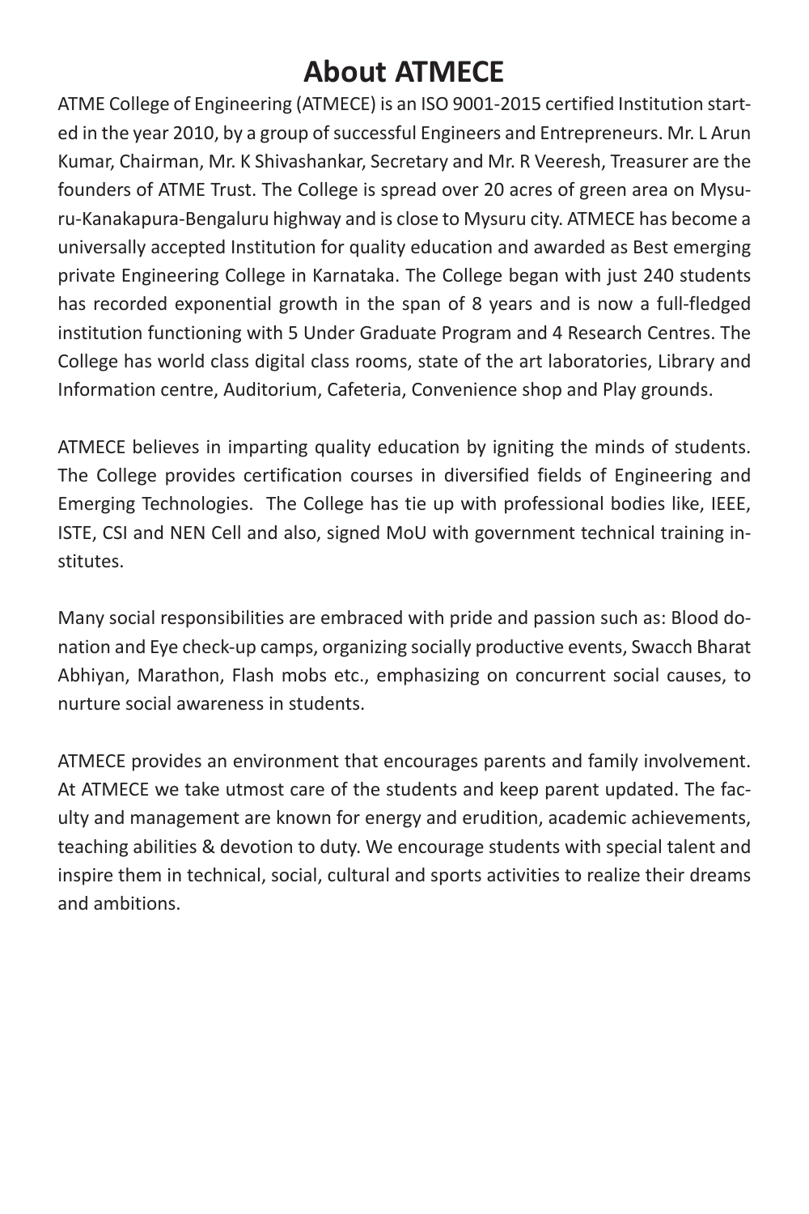# About ATMECE

ATME College of Engineering (ATMECE) is an ISO 9001-2015 certified Institution started in the year 2010, by a group of successful Engineers and Entrepreneurs. Mr. L Arun Kumar, Chairman, Mr. K Shivashankar, Secretary and Mr. R Veeresh, Treasurer are the founders of ATME Trust. The College is spread over 20 acres of green area on Mysuru-Kanakapura-Bengaluru highway and is close to Mysuru city. ATMECE has become a universally accepted Institution for quality education and awarded as Best emerging private Engineering College in Karnataka. The College began with just 240 students has recorded exponential growth in the span of 8 years and is now a full-fledged institution functioning with 5 Under Graduate Program and 4 Research Centres. The College has world class digital class rooms, state of the art laboratories, Library and Information centre, Auditorium, Cafeteria, Convenience shop and Play grounds.

ATMECE believes in imparting quality education by igniting the minds of students. The College provides certification courses in diversified fields of Engineering and Emerging Technologies. The College has tie up with professional bodies like, IEEE, ISTE, CSI and NEN Cell and also, signed MoU with government technical training institutes.

Many social responsibilities are embraced with pride and passion such as: Blood donation and Eye check-up camps, organizing socially productive events, Swacch Bharat Abhiyan, Marathon, Flash mobs etc., emphasizing on concurrent social causes, to nurture social awareness in students.

ATMECE provides an environment that encourages parents and family involvement. At ATMECE we take utmost care of the students and keep parent updated. The faculty and management are known for energy and erudition, academic achievements, teaching abilities & devotion to duty. We encourage students with special talent and inspire them in technical, social, cultural and sports activities to realize their dreams and ambitions.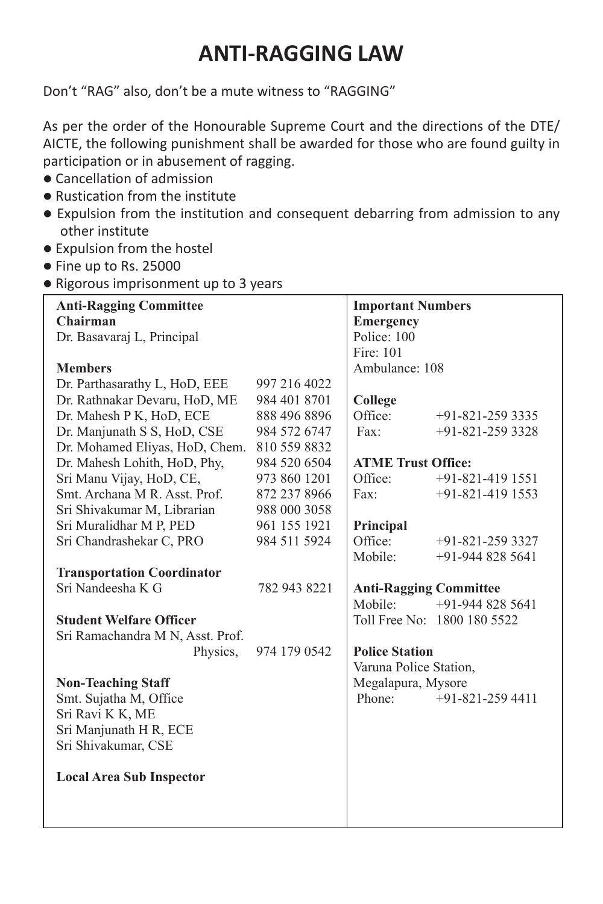# ANTI-RAGGING LAW

Don't "RAG" also, don't be a mute witness to "RAGGING"

As per the order of the Honourable Supreme Court and the directions of the DTE/ AICTE, the following punishment shall be awarded for those who are found guilty in participation or in abusement of ragging.

- Cancellation of admission
- Rustication from the institute
- Expulsion from the institution and consequent debarring from admission to any other institute
- Expulsion from the hostel
- Fine up to Rs. 25000
- Rigorous imprisonment up to 3 years

**Anti-Ragging Committee**

**Chairman**

Dr. Basavaraj L, Principal

**Members**

| Name | Phone |
|---|---|
| Dr. Parthasarathy L, HoD, EEE | 997 216 4022 |
| Dr. Rathnakar Devaru, HoD, ME | 984 401 8701 |
| Dr. Mahesh P K, HoD, ECE | 888 496 8896 |
| Dr. Manjunath S S, HoD, CSE | 984 572 6747 |
| Dr. Mohamed Eliyas, HoD, Chem. | 810 559 8832 |
| Dr. Mahesh Lohith, HoD, Phy, | 984 520 6504 |
| Sri Manu Vijay, HoD, CE, | 973 860 1201 |
| Smt. Archana M R. Asst. Prof. | 872 237 8966 |
| Sri Shivakumar M, Librarian | 988 000 3058 |
| Sri Muralidhar M P, PED | 961 155 1921 |
| Sri Chandrashekar C, PRO | 984 511 5924 |

**Transportation Coordinator**

Sri Nandeesha K G 782 943 8221

**Student Welfare Officer**

Sri Ramachandra M N, Asst. Prof. Physics, 974 179 0542

**Non-Teaching Staff**

Smt. Sujatha M, Office
Sri Ravi K K, ME
Sri Manjunath H R, ECE
Sri Shivakumar, CSE

**Local Area Sub Inspector**

**Important Numbers**

**Emergency**

Police: 100
Fire: 101
Ambulance: 108

**College**

Office: +91-821-259 3335
Fax: +91-821-259 3328

**ATME Trust Office:**

Office: +91-821-419 1551
Fax: +91-821-419 1553

**Principal**

Office: +91-821-259 3327
Mobile: +91-944 828 5641

**Anti-Ragging Committee**

Mobile: +91-944 828 5641
Toll Free No: 1800 180 5522

**Police Station**

Varuna Police Station,
Megalapura, Mysore
Phone: +91-821-259 4411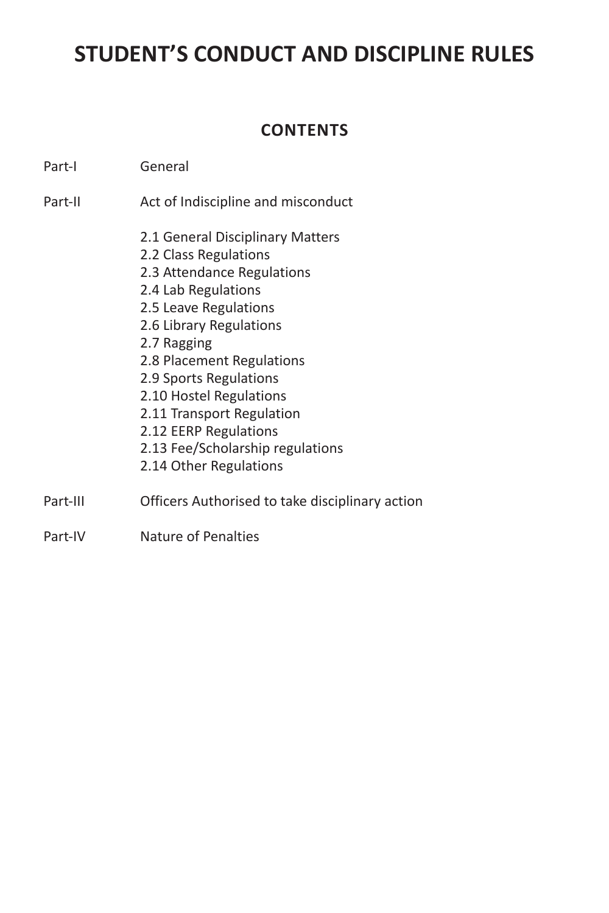# STUDENT'S CONDUCT AND DISCIPLINE RULES

## CONTENTS

| | |
|---|---|
| Part-I | General |
| Part-II | Act of Indiscipline and misconduct |
| | 2.1 General Disciplinary Matters |
| | 2.2 Class Regulations |
| | 2.3 Attendance Regulations |
| | 2.4 Lab Regulations |
| | 2.5 Leave Regulations |
| | 2.6 Library Regulations |
| | 2.7 Ragging |
| | 2.8 Placement Regulations |
| | 2.9 Sports Regulations |
| | 2.10 Hostel Regulations |
| | 2.11 Transport Regulation |
| | 2.12 EERP Regulations |
| | 2.13 Fee/Scholarship regulations |
| | 2.14 Other Regulations |
| Part-III | Officers Authorised to take disciplinary action |
| Part-IV | Nature of Penalties |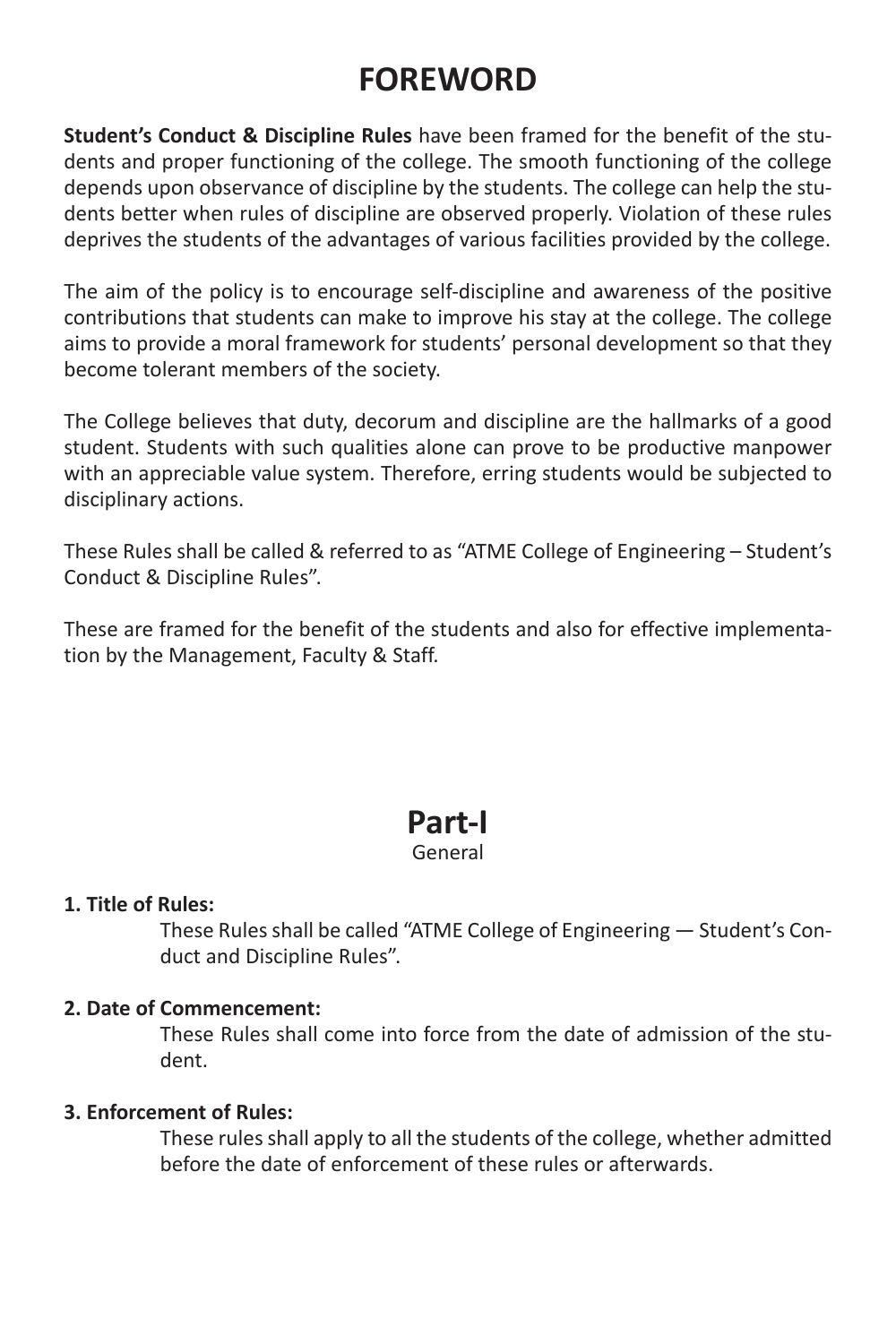# FOREWORD

**Student's Conduct & Discipline Rules** have been framed for the benefit of the students and proper functioning of the college. The smooth functioning of the college depends upon observance of discipline by the students. The college can help the students better when rules of discipline are observed properly. Violation of these rules deprives the students of the advantages of various facilities provided by the college.

The aim of the policy is to encourage self-discipline and awareness of the positive contributions that students can make to improve his stay at the college. The college aims to provide a moral framework for students' personal development so that they become tolerant members of the society.

The College believes that duty, decorum and discipline are the hallmarks of a good student. Students with such qualities alone can prove to be productive manpower with an appreciable value system. Therefore, erring students would be subjected to disciplinary actions.

These Rules shall be called & referred to as "ATME College of Engineering – Student's Conduct & Discipline Rules".

These are framed for the benefit of the students and also for effective implementation by the Management, Faculty & Staff.

# Part-I

General

**1. Title of Rules:**

These Rules shall be called "ATME College of Engineering — Student's Conduct and Discipline Rules".

**2. Date of Commencement:**

These Rules shall come into force from the date of admission of the student.

**3. Enforcement of Rules:**

These rules shall apply to all the students of the college, whether admitted before the date of enforcement of these rules or afterwards.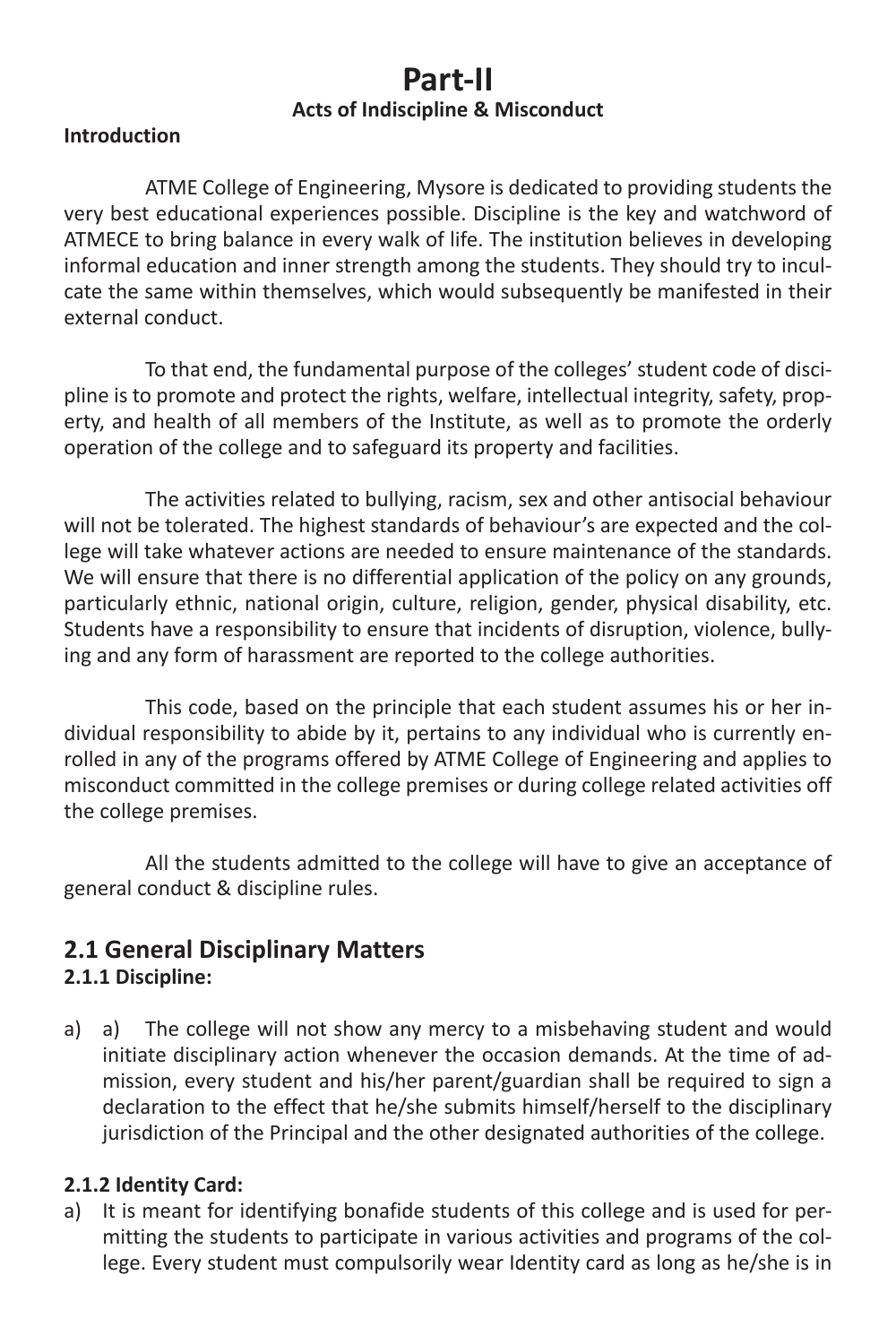# Part-II

### Acts of Indiscipline & Misconduct

**Introduction**

ATME College of Engineering, Mysore is dedicated to providing students the very best educational experiences possible. Discipline is the key and watchword of ATMECE to bring balance in every walk of life. The institution believes in developing informal education and inner strength among the students. They should try to inculcate the same within themselves, which would subsequently be manifested in their external conduct.

To that end, the fundamental purpose of the colleges' student code of discipline is to promote and protect the rights, welfare, intellectual integrity, safety, property, and health of all members of the Institute, as well as to promote the orderly operation of the college and to safeguard its property and facilities.

The activities related to bullying, racism, sex and other antisocial behaviour will not be tolerated. The highest standards of behaviour's are expected and the college will take whatever actions are needed to ensure maintenance of the standards. We will ensure that there is no differential application of the policy on any grounds, particularly ethnic, national origin, culture, religion, gender, physical disability, etc. Students have a responsibility to ensure that incidents of disruption, violence, bullying and any form of harassment are reported to the college authorities.

This code, based on the principle that each student assumes his or her individual responsibility to abide by it, pertains to any individual who is currently enrolled in any of the programs offered by ATME College of Engineering and applies to misconduct committed in the college premises or during college related activities off the college premises.

All the students admitted to the college will have to give an acceptance of general conduct & discipline rules.

## 2.1 General Disciplinary Matters

### 2.1.1 Discipline:

a) a) The college will not show any mercy to a misbehaving student and would initiate disciplinary action whenever the occasion demands. At the time of admission, every student and his/her parent/guardian shall be required to sign a declaration to the effect that he/she submits himself/herself to the disciplinary jurisdiction of the Principal and the other designated authorities of the college.

### 2.1.2 Identity Card:

a) It is meant for identifying bonafide students of this college and is used for permitting the students to participate in various activities and programs of the college. Every student must compulsorily wear Identity card as long as he/she is in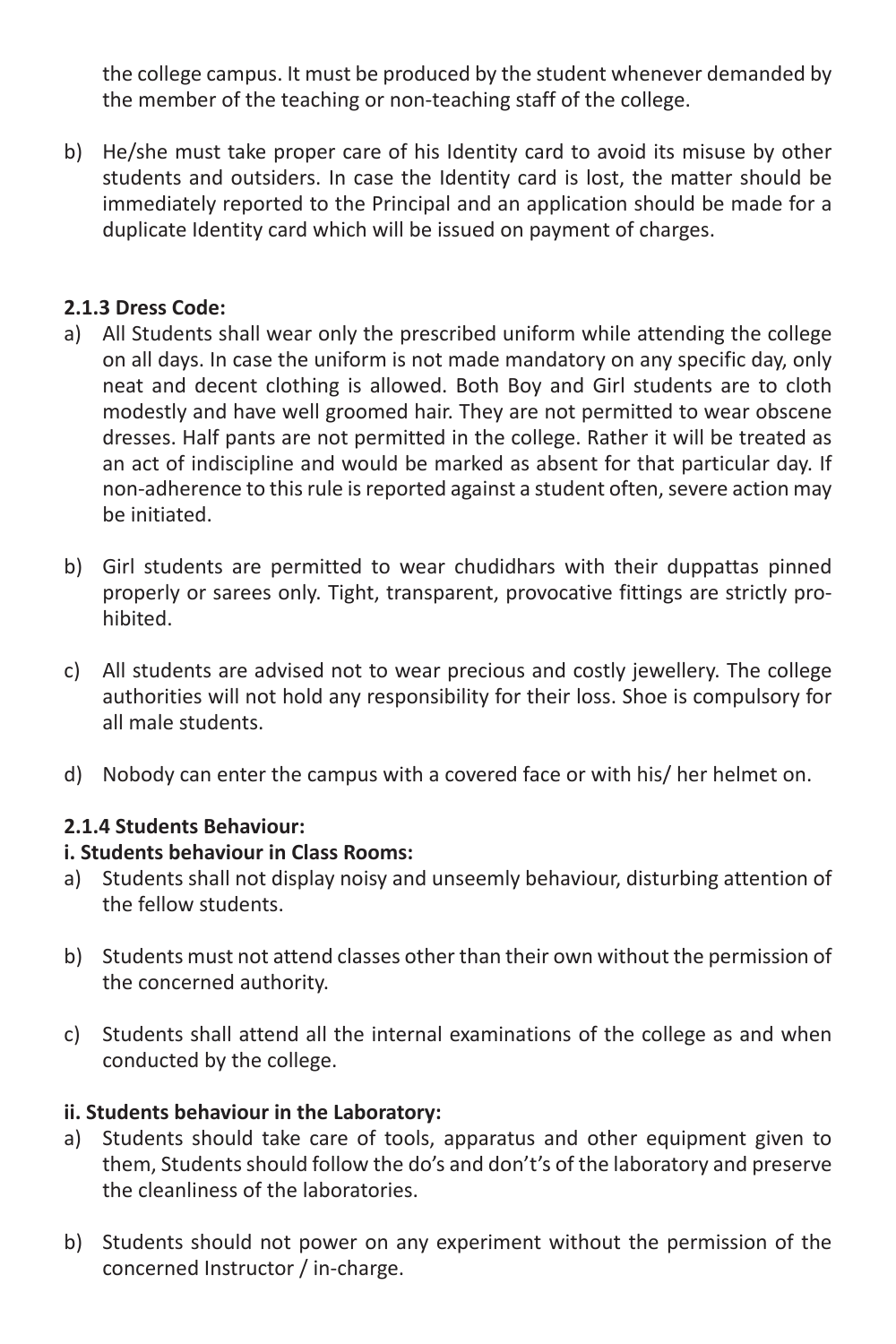the college campus. It must be produced by the student whenever demanded by the member of the teaching or non-teaching staff of the college.

b) He/she must take proper care of his Identity card to avoid its misuse by other students and outsiders. In case the Identity card is lost, the matter should be immediately reported to the Principal and an application should be made for a duplicate Identity card which will be issued on payment of charges.

**2.1.3 Dress Code:**

a) All Students shall wear only the prescribed uniform while attending the college on all days. In case the uniform is not made mandatory on any specific day, only neat and decent clothing is allowed. Both Boy and Girl students are to cloth modestly and have well groomed hair. They are not permitted to wear obscene dresses. Half pants are not permitted in the college. Rather it will be treated as an act of indiscipline and would be marked as absent for that particular day. If non-adherence to this rule is reported against a student often, severe action may be initiated.

b) Girl students are permitted to wear chudidhars with their duppattas pinned properly or sarees only. Tight, transparent, provocative fittings are strictly prohibited.

c) All students are advised not to wear precious and costly jewellery. The college authorities will not hold any responsibility for their loss. Shoe is compulsory for all male students.

d) Nobody can enter the campus with a covered face or with his/ her helmet on.

**2.1.4 Students Behaviour:**

**i. Students behaviour in Class Rooms:**

a) Students shall not display noisy and unseemly behaviour, disturbing attention of the fellow students.

b) Students must not attend classes other than their own without the permission of the concerned authority.

c) Students shall attend all the internal examinations of the college as and when conducted by the college.

**ii. Students behaviour in the Laboratory:**

a) Students should take care of tools, apparatus and other equipment given to them, Students should follow the do's and don't's of the laboratory and preserve the cleanliness of the laboratories.

b) Students should not power on any experiment without the permission of the concerned Instructor / in-charge.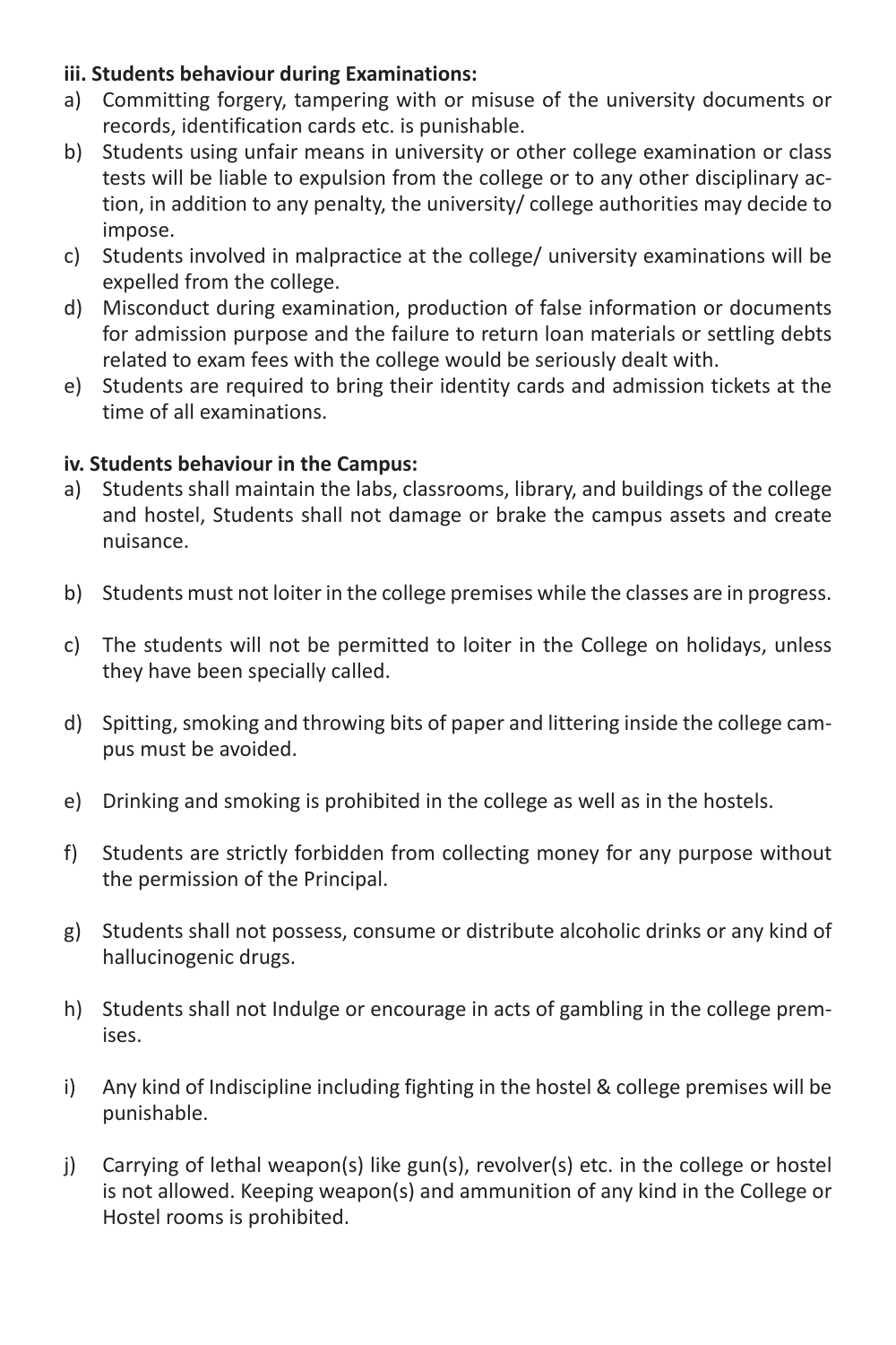**iii. Students behaviour during Examinations:**

a) Committing forgery, tampering with or misuse of the university documents or records, identification cards etc. is punishable.

b) Students using unfair means in university or other college examination or class tests will be liable to expulsion from the college or to any other disciplinary action, in addition to any penalty, the university/ college authorities may decide to impose.

c) Students involved in malpractice at the college/ university examinations will be expelled from the college.

d) Misconduct during examination, production of false information or documents for admission purpose and the failure to return loan materials or settling debts related to exam fees with the college would be seriously dealt with.

e) Students are required to bring their identity cards and admission tickets at the time of all examinations.

**iv. Students behaviour in the Campus:**

a) Students shall maintain the labs, classrooms, library, and buildings of the college and hostel, Students shall not damage or brake the campus assets and create nuisance.

b) Students must not loiter in the college premises while the classes are in progress.

c) The students will not be permitted to loiter in the College on holidays, unless they have been specially called.

d) Spitting, smoking and throwing bits of paper and littering inside the college campus must be avoided.

e) Drinking and smoking is prohibited in the college as well as in the hostels.

f) Students are strictly forbidden from collecting money for any purpose without the permission of the Principal.

g) Students shall not possess, consume or distribute alcoholic drinks or any kind of hallucinogenic drugs.

h) Students shall not Indulge or encourage in acts of gambling in the college premises.

i) Any kind of Indiscipline including fighting in the hostel & college premises will be punishable.

j) Carrying of lethal weapon(s) like gun(s), revolver(s) etc. in the college or hostel is not allowed. Keeping weapon(s) and ammunition of any kind in the College or Hostel rooms is prohibited.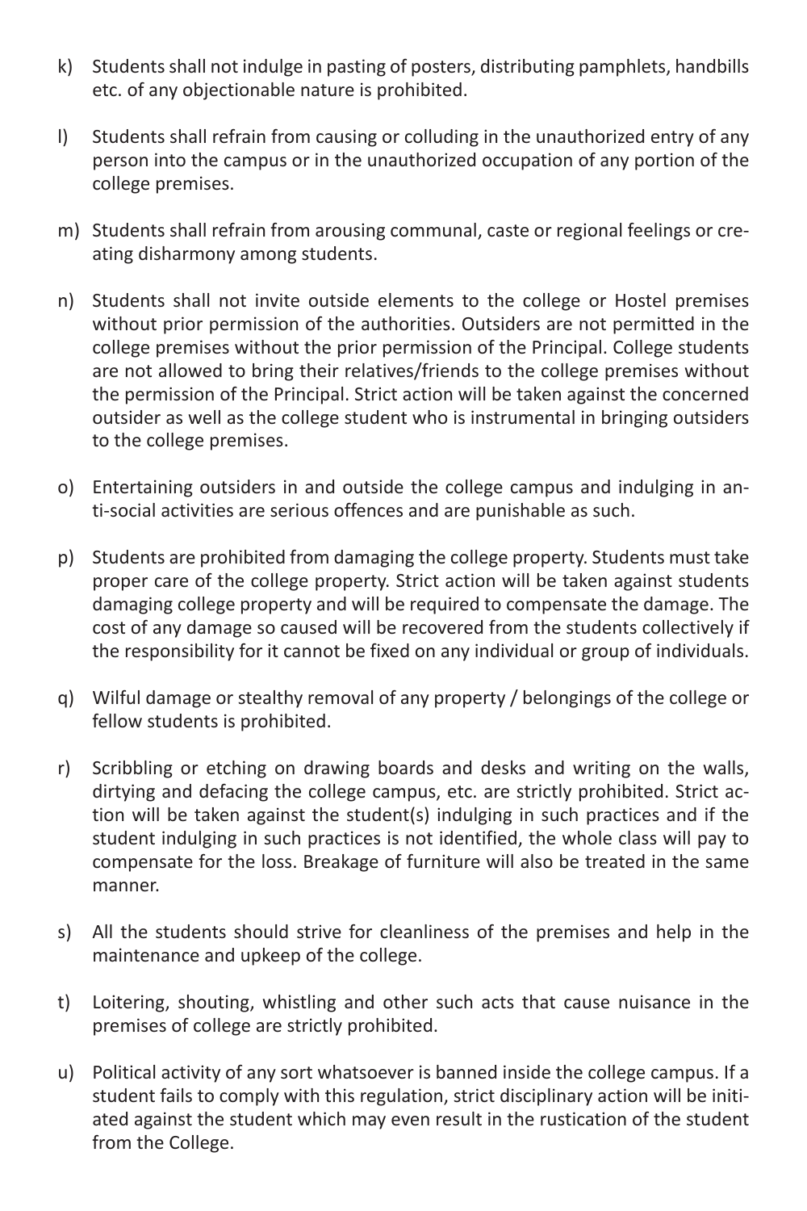k) Students shall not indulge in pasting of posters, distributing pamphlets, handbills etc. of any objectionable nature is prohibited.

l) Students shall refrain from causing or colluding in the unauthorized entry of any person into the campus or in the unauthorized occupation of any portion of the college premises.

m) Students shall refrain from arousing communal, caste or regional feelings or creating disharmony among students.

n) Students shall not invite outside elements to the college or Hostel premises without prior permission of the authorities. Outsiders are not permitted in the college premises without the prior permission of the Principal. College students are not allowed to bring their relatives/friends to the college premises without the permission of the Principal. Strict action will be taken against the concerned outsider as well as the college student who is instrumental in bringing outsiders to the college premises.

o) Entertaining outsiders in and outside the college campus and indulging in anti-social activities are serious offences and are punishable as such.

p) Students are prohibited from damaging the college property. Students must take proper care of the college property. Strict action will be taken against students damaging college property and will be required to compensate the damage. The cost of any damage so caused will be recovered from the students collectively if the responsibility for it cannot be fixed on any individual or group of individuals.

q) Wilful damage or stealthy removal of any property / belongings of the college or fellow students is prohibited.

r) Scribbling or etching on drawing boards and desks and writing on the walls, dirtying and defacing the college campus, etc. are strictly prohibited. Strict action will be taken against the student(s) indulging in such practices and if the student indulging in such practices is not identified, the whole class will pay to compensate for the loss. Breakage of furniture will also be treated in the same manner.

s) All the students should strive for cleanliness of the premises and help in the maintenance and upkeep of the college.

t) Loitering, shouting, whistling and other such acts that cause nuisance in the premises of college are strictly prohibited.

u) Political activity of any sort whatsoever is banned inside the college campus. If a student fails to comply with this regulation, strict disciplinary action will be initiated against the student which may even result in the rustication of the student from the College.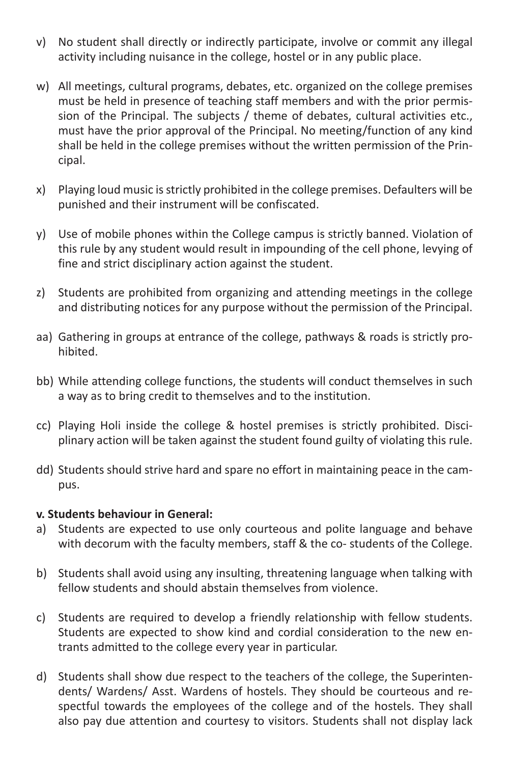v) No student shall directly or indirectly participate, involve or commit any illegal activity including nuisance in the college, hostel or in any public place.

w) All meetings, cultural programs, debates, etc. organized on the college premises must be held in presence of teaching staff members and with the prior permission of the Principal. The subjects / theme of debates, cultural activities etc., must have the prior approval of the Principal. No meeting/function of any kind shall be held in the college premises without the written permission of the Principal.

x) Playing loud music is strictly prohibited in the college premises. Defaulters will be punished and their instrument will be confiscated.

y) Use of mobile phones within the College campus is strictly banned. Violation of this rule by any student would result in impounding of the cell phone, levying of fine and strict disciplinary action against the student.

z) Students are prohibited from organizing and attending meetings in the college and distributing notices for any purpose without the permission of the Principal.

aa) Gathering in groups at entrance of the college, pathways & roads is strictly prohibited.

bb) While attending college functions, the students will conduct themselves in such a way as to bring credit to themselves and to the institution.

cc) Playing Holi inside the college & hostel premises is strictly prohibited. Disciplinary action will be taken against the student found guilty of violating this rule.

dd) Students should strive hard and spare no effort in maintaining peace in the campus.

**v. Students behaviour in General:**

a) Students are expected to use only courteous and polite language and behave with decorum with the faculty members, staff & the co- students of the College.

b) Students shall avoid using any insulting, threatening language when talking with fellow students and should abstain themselves from violence.

c) Students are required to develop a friendly relationship with fellow students. Students are expected to show kind and cordial consideration to the new entrants admitted to the college every year in particular.

d) Students shall show due respect to the teachers of the college, the Superintendents/ Wardens/ Asst. Wardens of hostels. They should be courteous and respectful towards the employees of the college and of the hostels. They shall also pay due attention and courtesy to visitors. Students shall not display lack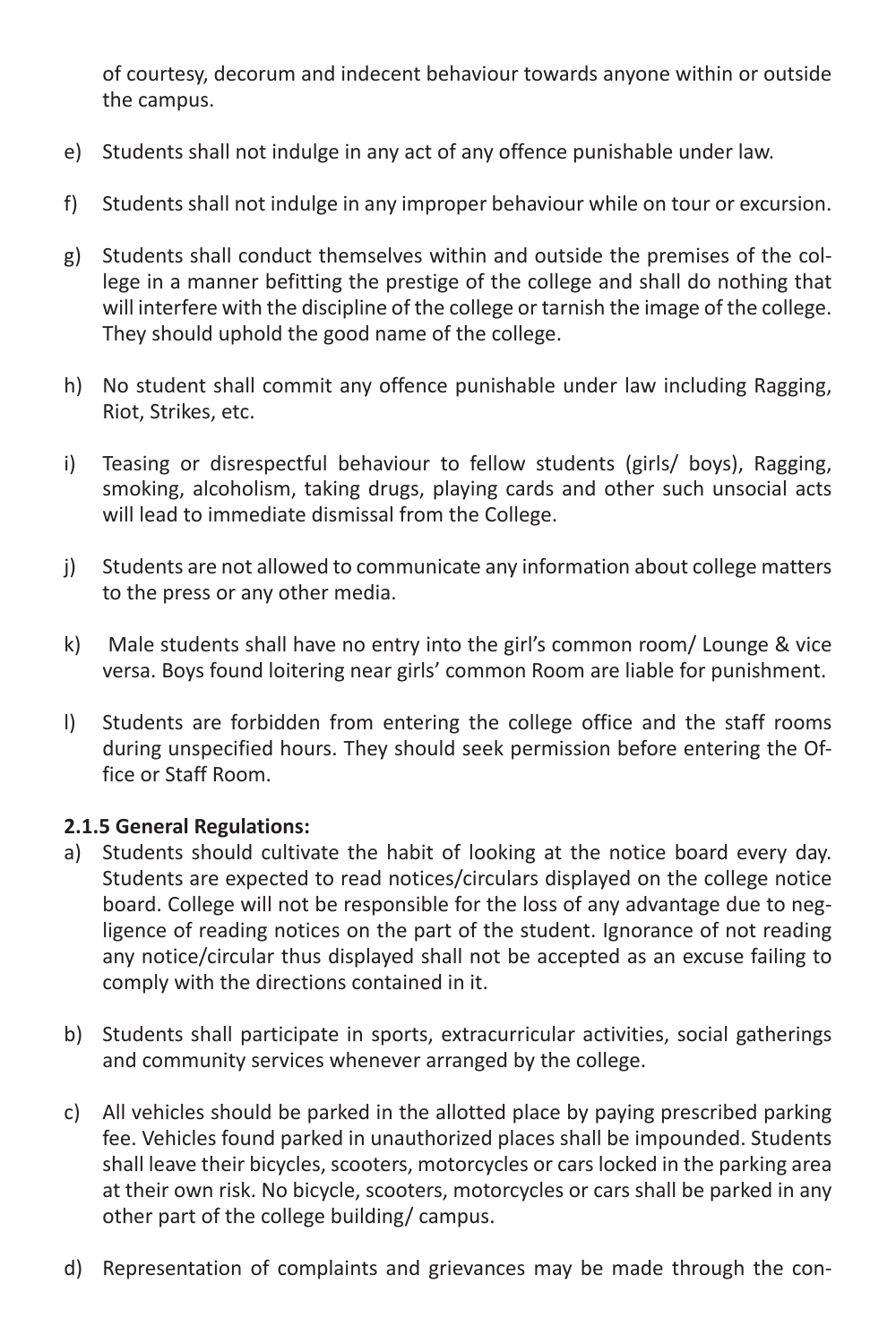of courtesy, decorum and indecent behaviour towards anyone within or outside the campus.

e) Students shall not indulge in any act of any offence punishable under law.

f) Students shall not indulge in any improper behaviour while on tour or excursion.

g) Students shall conduct themselves within and outside the premises of the college in a manner befitting the prestige of the college and shall do nothing that will interfere with the discipline of the college or tarnish the image of the college. They should uphold the good name of the college.

h) No student shall commit any offence punishable under law including Ragging, Riot, Strikes, etc.

i) Teasing or disrespectful behaviour to fellow students (girls/ boys), Ragging, smoking, alcoholism, taking drugs, playing cards and other such unsocial acts will lead to immediate dismissal from the College.

j) Students are not allowed to communicate any information about college matters to the press or any other media.

k) Male students shall have no entry into the girl's common room/ Lounge & vice versa. Boys found loitering near girls' common Room are liable for punishment.

l) Students are forbidden from entering the college office and the staff rooms during unspecified hours. They should seek permission before entering the Office or Staff Room.

**2.1.5 General Regulations:**

a) Students should cultivate the habit of looking at the notice board every day. Students are expected to read notices/circulars displayed on the college notice board. College will not be responsible for the loss of any advantage due to negligence of reading notices on the part of the student. Ignorance of not reading any notice/circular thus displayed shall not be accepted as an excuse failing to comply with the directions contained in it.

b) Students shall participate in sports, extracurricular activities, social gatherings and community services whenever arranged by the college.

c) All vehicles should be parked in the allotted place by paying prescribed parking fee. Vehicles found parked in unauthorized places shall be impounded. Students shall leave their bicycles, scooters, motorcycles or cars locked in the parking area at their own risk. No bicycle, scooters, motorcycles or cars shall be parked in any other part of the college building/ campus.

d) Representation of complaints and grievances may be made through the con-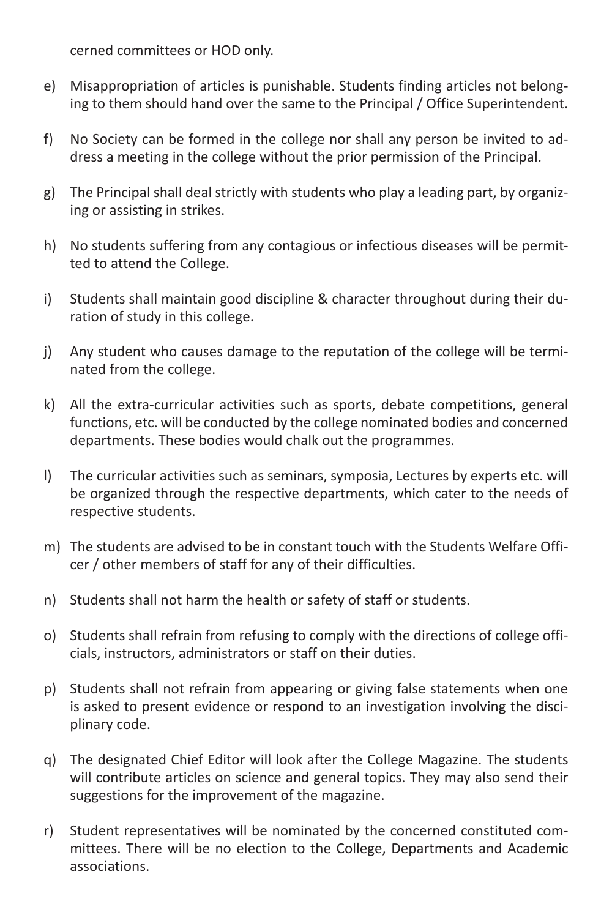cerned committees or HOD only.

e) Misappropriation of articles is punishable. Students finding articles not belonging to them should hand over the same to the Principal / Office Superintendent.

f) No Society can be formed in the college nor shall any person be invited to address a meeting in the college without the prior permission of the Principal.

g) The Principal shall deal strictly with students who play a leading part, by organizing or assisting in strikes.

h) No students suffering from any contagious or infectious diseases will be permitted to attend the College.

i) Students shall maintain good discipline & character throughout during their duration of study in this college.

j) Any student who causes damage to the reputation of the college will be terminated from the college.

k) All the extra-curricular activities such as sports, debate competitions, general functions, etc. will be conducted by the college nominated bodies and concerned departments. These bodies would chalk out the programmes.

l) The curricular activities such as seminars, symposia, Lectures by experts etc. will be organized through the respective departments, which cater to the needs of respective students.

m) The students are advised to be in constant touch with the Students Welfare Officer / other members of staff for any of their difficulties.

n) Students shall not harm the health or safety of staff or students.

o) Students shall refrain from refusing to comply with the directions of college officials, instructors, administrators or staff on their duties.

p) Students shall not refrain from appearing or giving false statements when one is asked to present evidence or respond to an investigation involving the disciplinary code.

q) The designated Chief Editor will look after the College Magazine. The students will contribute articles on science and general topics. They may also send their suggestions for the improvement of the magazine.

r) Student representatives will be nominated by the concerned constituted committees. There will be no election to the College, Departments and Academic associations.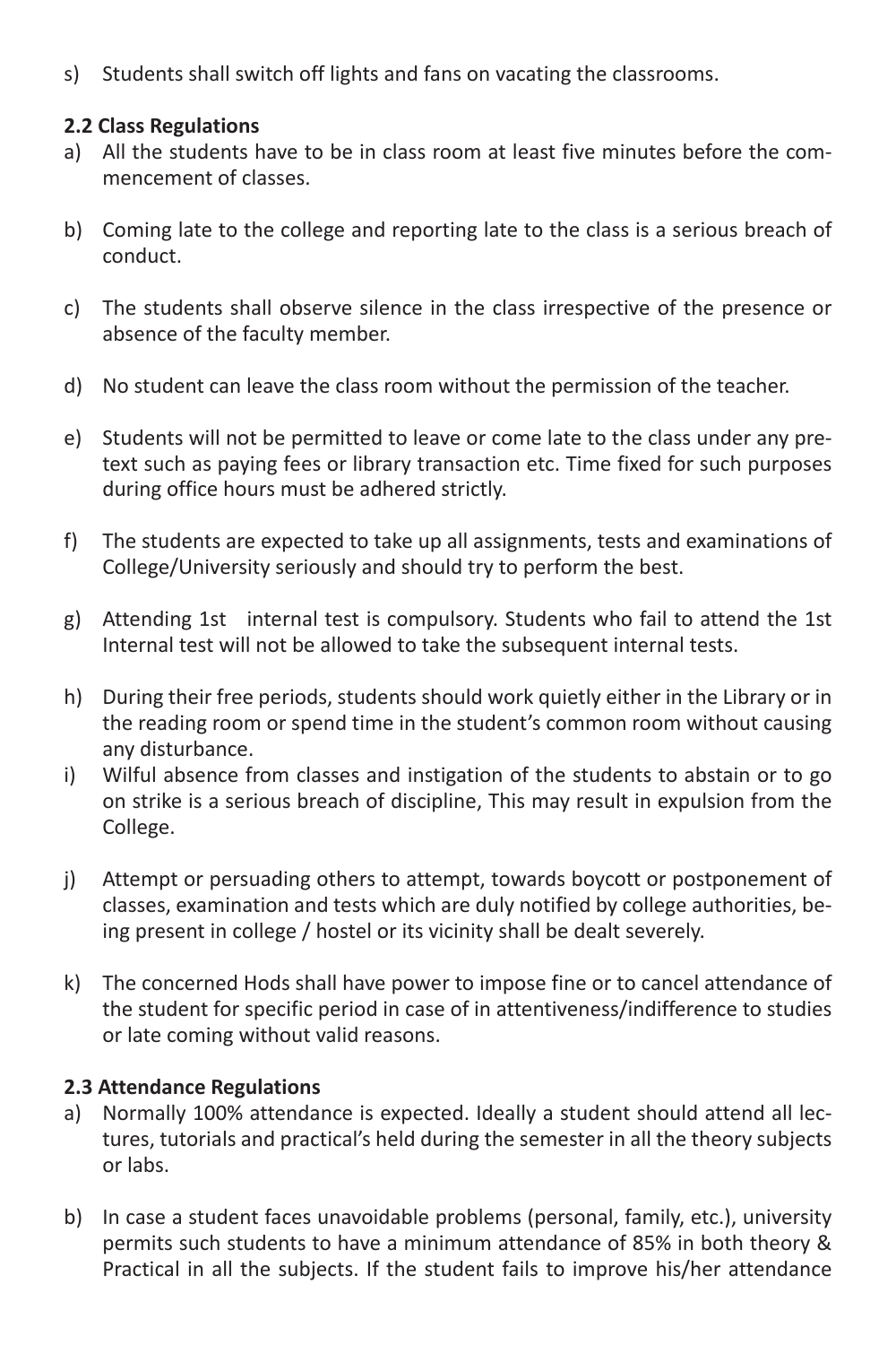s) Students shall switch off lights and fans on vacating the classrooms.

**2.2 Class Regulations**

a) All the students have to be in class room at least five minutes before the commencement of classes.

b) Coming late to the college and reporting late to the class is a serious breach of conduct.

c) The students shall observe silence in the class irrespective of the presence or absence of the faculty member.

d) No student can leave the class room without the permission of the teacher.

e) Students will not be permitted to leave or come late to the class under any pretext such as paying fees or library transaction etc. Time fixed for such purposes during office hours must be adhered strictly.

f) The students are expected to take up all assignments, tests and examinations of College/University seriously and should try to perform the best.

g) Attending 1st internal test is compulsory. Students who fail to attend the 1st Internal test will not be allowed to take the subsequent internal tests.

h) During their free periods, students should work quietly either in the Library or in the reading room or spend time in the student's common room without causing any disturbance.

i) Wilful absence from classes and instigation of the students to abstain or to go on strike is a serious breach of discipline, This may result in expulsion from the College.

j) Attempt or persuading others to attempt, towards boycott or postponement of classes, examination and tests which are duly notified by college authorities, being present in college / hostel or its vicinity shall be dealt severely.

k) The concerned Hods shall have power to impose fine or to cancel attendance of the student for specific period in case of in attentiveness/indifference to studies or late coming without valid reasons.

**2.3 Attendance Regulations**

a) Normally 100% attendance is expected. Ideally a student should attend all lectures, tutorials and practical's held during the semester in all the theory subjects or labs.

b) In case a student faces unavoidable problems (personal, family, etc.), university permits such students to have a minimum attendance of 85% in both theory & Practical in all the subjects. If the student fails to improve his/her attendance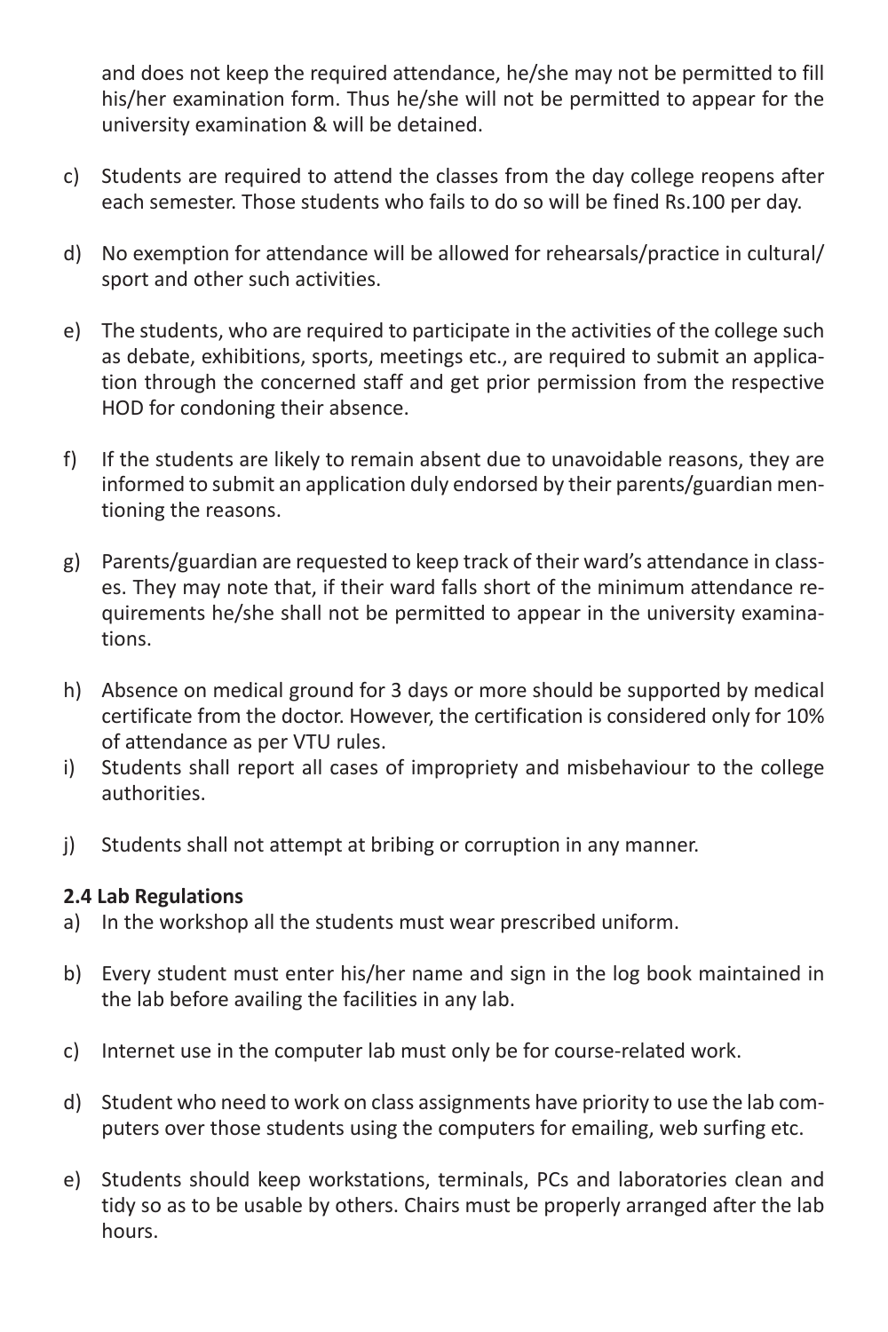and does not keep the required attendance, he/she may not be permitted to fill his/her examination form. Thus he/she will not be permitted to appear for the university examination & will be detained.

c) Students are required to attend the classes from the day college reopens after each semester. Those students who fails to do so will be fined Rs.100 per day.

d) No exemption for attendance will be allowed for rehearsals/practice in cultural/ sport and other such activities.

e) The students, who are required to participate in the activities of the college such as debate, exhibitions, sports, meetings etc., are required to submit an application through the concerned staff and get prior permission from the respective HOD for condoning their absence.

f) If the students are likely to remain absent due to unavoidable reasons, they are informed to submit an application duly endorsed by their parents/guardian mentioning the reasons.

g) Parents/guardian are requested to keep track of their ward's attendance in classes. They may note that, if their ward falls short of the minimum attendance requirements he/she shall not be permitted to appear in the university examinations.

h) Absence on medical ground for 3 days or more should be supported by medical certificate from the doctor. However, the certification is considered only for 10% of attendance as per VTU rules.

i) Students shall report all cases of impropriety and misbehaviour to the college authorities.

j) Students shall not attempt at bribing or corruption in any manner.

**2.4 Lab Regulations**

a) In the workshop all the students must wear prescribed uniform.

b) Every student must enter his/her name and sign in the log book maintained in the lab before availing the facilities in any lab.

c) Internet use in the computer lab must only be for course-related work.

d) Student who need to work on class assignments have priority to use the lab computers over those students using the computers for emailing, web surfing etc.

e) Students should keep workstations, terminals, PCs and laboratories clean and tidy so as to be usable by others. Chairs must be properly arranged after the lab hours.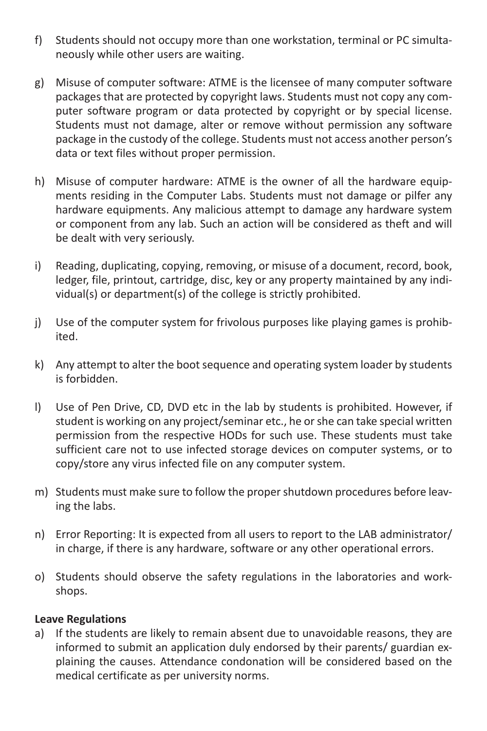f) Students should not occupy more than one workstation, terminal or PC simultaneously while other users are waiting.

g) Misuse of computer software: ATME is the licensee of many computer software packages that are protected by copyright laws. Students must not copy any computer software program or data protected by copyright or by special license. Students must not damage, alter or remove without permission any software package in the custody of the college. Students must not access another person's data or text files without proper permission.

h) Misuse of computer hardware: ATME is the owner of all the hardware equipments residing in the Computer Labs. Students must not damage or pilfer any hardware equipments. Any malicious attempt to damage any hardware system or component from any lab. Such an action will be considered as theft and will be dealt with very seriously.

i) Reading, duplicating, copying, removing, or misuse of a document, record, book, ledger, file, printout, cartridge, disc, key or any property maintained by any individual(s) or department(s) of the college is strictly prohibited.

j) Use of the computer system for frivolous purposes like playing games is prohibited.

k) Any attempt to alter the boot sequence and operating system loader by students is forbidden.

l) Use of Pen Drive, CD, DVD etc in the lab by students is prohibited. However, if student is working on any project/seminar etc., he or she can take special written permission from the respective HODs for such use. These students must take sufficient care not to use infected storage devices on computer systems, or to copy/store any virus infected file on any computer system.

m) Students must make sure to follow the proper shutdown procedures before leaving the labs.

n) Error Reporting: It is expected from all users to report to the LAB administrator/ in charge, if there is any hardware, software or any other operational errors.

o) Students should observe the safety regulations in the laboratories and workshops.

**Leave Regulations**

a) If the students are likely to remain absent due to unavoidable reasons, they are informed to submit an application duly endorsed by their parents/ guardian explaining the causes. Attendance condonation will be considered based on the medical certificate as per university norms.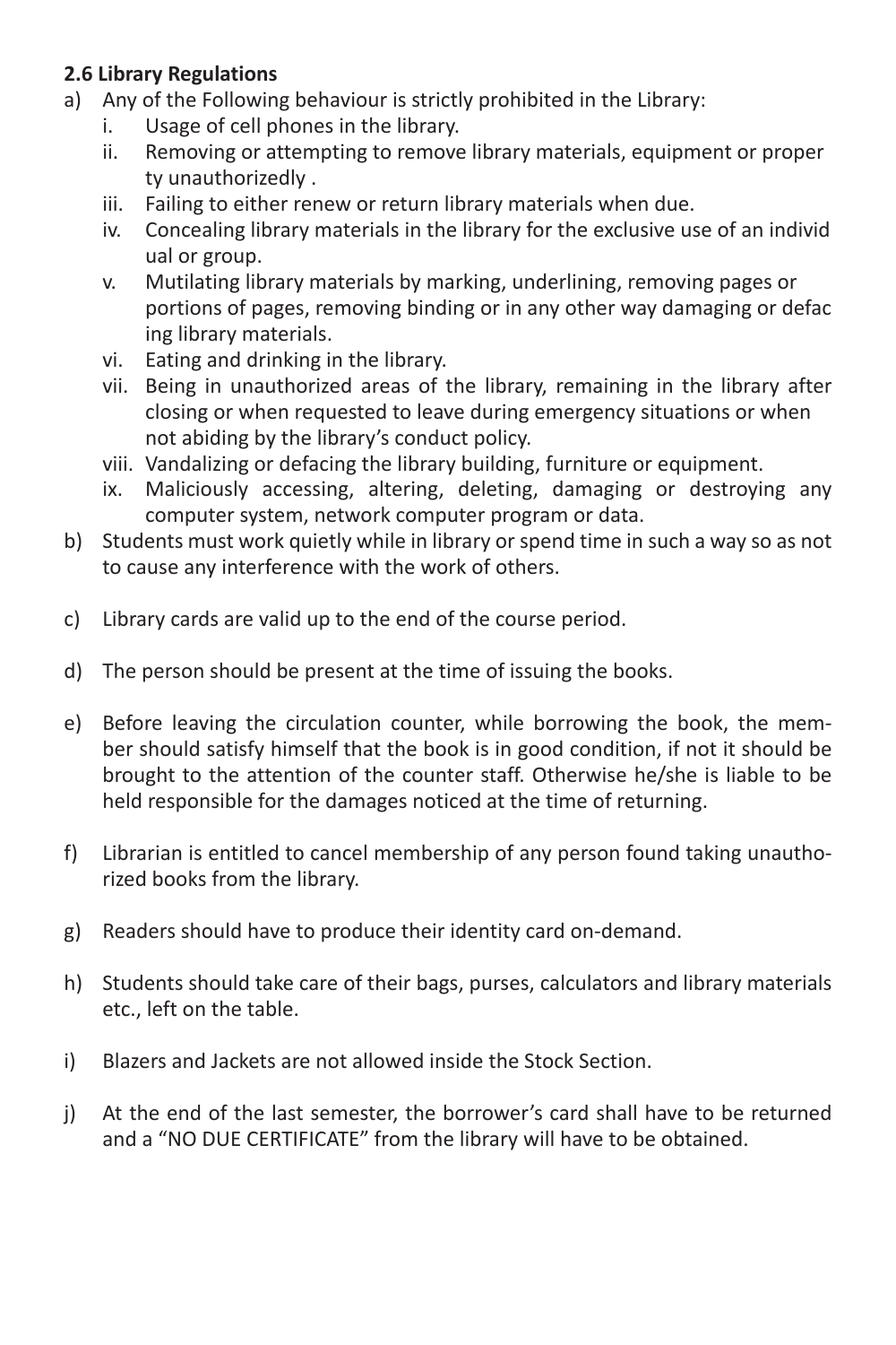**2.6 Library Regulations**

a) Any of the Following behaviour is strictly prohibited in the Library:
   i. Usage of cell phones in the library.
   ii. Removing or attempting to remove library materials, equipment or property unauthorizedly .
   iii. Failing to either renew or return library materials when due.
   iv. Concealing library materials in the library for the exclusive use of an individual or group.
   v. Mutilating library materials by marking, underlining, removing pages or portions of pages, removing binding or in any other way damaging or defacing library materials.
   vi. Eating and drinking in the library.
   vii. Being in unauthorized areas of the library, remaining in the library after closing or when requested to leave during emergency situations or when not abiding by the library's conduct policy.
   viii. Vandalizing or defacing the library building, furniture or equipment.
   ix. Maliciously accessing, altering, deleting, damaging or destroying any computer system, network computer program or data.

b) Students must work quietly while in library or spend time in such a way so as not to cause any interference with the work of others.

c) Library cards are valid up to the end of the course period.

d) The person should be present at the time of issuing the books.

e) Before leaving the circulation counter, while borrowing the book, the member should satisfy himself that the book is in good condition, if not it should be brought to the attention of the counter staff. Otherwise he/she is liable to be held responsible for the damages noticed at the time of returning.

f) Librarian is entitled to cancel membership of any person found taking unauthorized books from the library.

g) Readers should have to produce their identity card on-demand.

h) Students should take care of their bags, purses, calculators and library materials etc., left on the table.

i) Blazers and Jackets are not allowed inside the Stock Section.

j) At the end of the last semester, the borrower's card shall have to be returned and a "NO DUE CERTIFICATE" from the library will have to be obtained.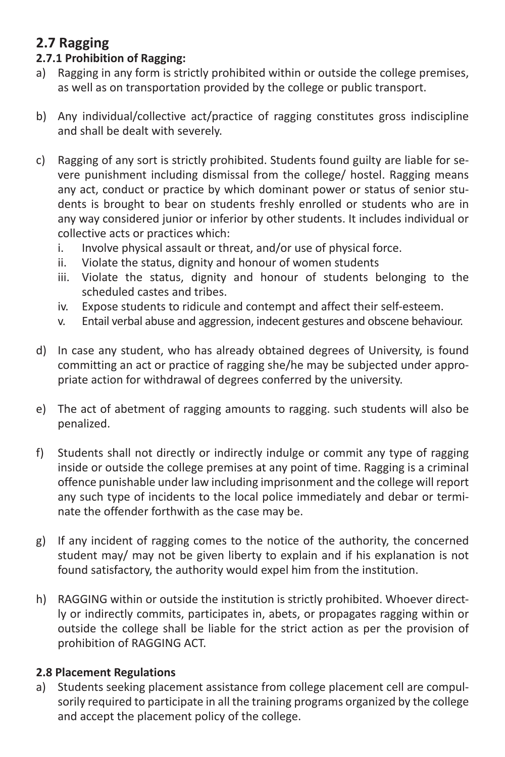## 2.7 Ragging

### 2.7.1 Prohibition of Ragging:

a) Ragging in any form is strictly prohibited within or outside the college premises, as well as on transportation provided by the college or public transport.

b) Any individual/collective act/practice of ragging constitutes gross indiscipline and shall be dealt with severely.

c) Ragging of any sort is strictly prohibited. Students found guilty are liable for severe punishment including dismissal from the college/ hostel. Ragging means any act, conduct or practice by which dominant power or status of senior students is brought to bear on students freshly enrolled or students who are in any way considered junior or inferior by other students. It includes individual or collective acts or practices which:
   i. Involve physical assault or threat, and/or use of physical force.
   ii. Violate the status, dignity and honour of women students
   iii. Violate the status, dignity and honour of students belonging to the scheduled castes and tribes.
   iv. Expose students to ridicule and contempt and affect their self-esteem.
   v. Entail verbal abuse and aggression, indecent gestures and obscene behaviour.

d) In case any student, who has already obtained degrees of University, is found committing an act or practice of ragging she/he may be subjected under appropriate action for withdrawal of degrees conferred by the university.

e) The act of abetment of ragging amounts to ragging. such students will also be penalized.

f) Students shall not directly or indirectly indulge or commit any type of ragging inside or outside the college premises at any point of time. Ragging is a criminal offence punishable under law including imprisonment and the college will report any such type of incidents to the local police immediately and debar or terminate the offender forthwith as the case may be.

g) If any incident of ragging comes to the notice of the authority, the concerned student may/ may not be given liberty to explain and if his explanation is not found satisfactory, the authority would expel him from the institution.

h) RAGGING within or outside the institution is strictly prohibited. Whoever directly or indirectly commits, participates in, abets, or propagates ragging within or outside the college shall be liable for the strict action as per the provision of prohibition of RAGGING ACT.

### 2.8 Placement Regulations

a) Students seeking placement assistance from college placement cell are compulsorily required to participate in all the training programs organized by the college and accept the placement policy of the college.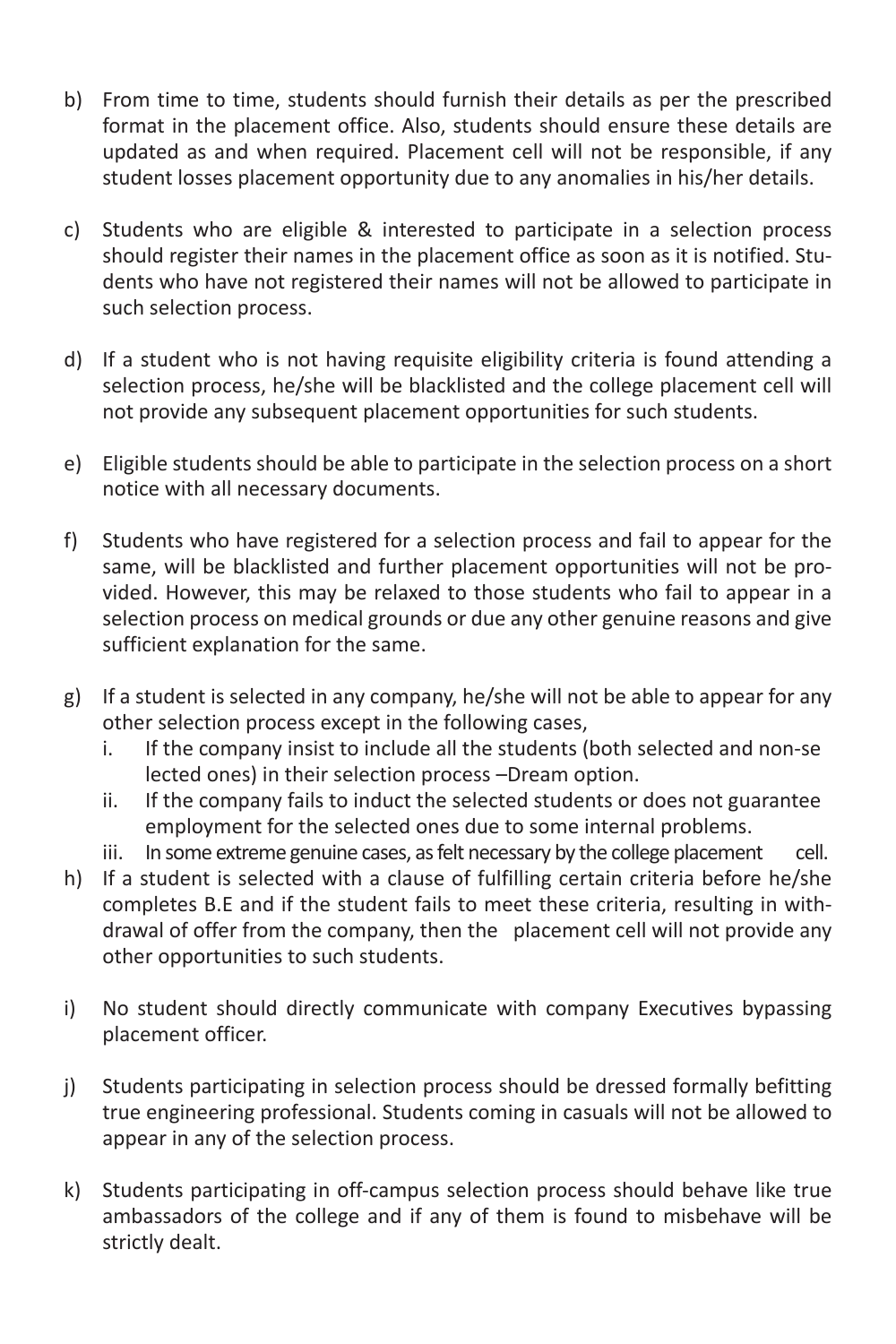b) From time to time, students should furnish their details as per the prescribed format in the placement office. Also, students should ensure these details are updated as and when required. Placement cell will not be responsible, if any student losses placement opportunity due to any anomalies in his/her details.

c) Students who are eligible & interested to participate in a selection process should register their names in the placement office as soon as it is notified. Students who have not registered their names will not be allowed to participate in such selection process.

d) If a student who is not having requisite eligibility criteria is found attending a selection process, he/she will be blacklisted and the college placement cell will not provide any subsequent placement opportunities for such students.

e) Eligible students should be able to participate in the selection process on a short notice with all necessary documents.

f) Students who have registered for a selection process and fail to appear for the same, will be blacklisted and further placement opportunities will not be provided. However, this may be relaxed to those students who fail to appear in a selection process on medical grounds or due any other genuine reasons and give sufficient explanation for the same.

g) If a student is selected in any company, he/she will not be able to appear for any other selection process except in the following cases,
   i. If the company insist to include all the students (both selected and non-selected ones) in their selection process –Dream option.
   ii. If the company fails to induct the selected students or does not guarantee employment for the selected ones due to some internal problems.
   iii. In some extreme genuine cases, as felt necessary by the college placement cell.

h) If a student is selected with a clause of fulfilling certain criteria before he/she completes B.E and if the student fails to meet these criteria, resulting in withdrawal of offer from the company, then the placement cell will not provide any other opportunities to such students.

i) No student should directly communicate with company Executives bypassing placement officer.

j) Students participating in selection process should be dressed formally befitting true engineering professional. Students coming in casuals will not be allowed to appear in any of the selection process.

k) Students participating in off-campus selection process should behave like true ambassadors of the college and if any of them is found to misbehave will be strictly dealt.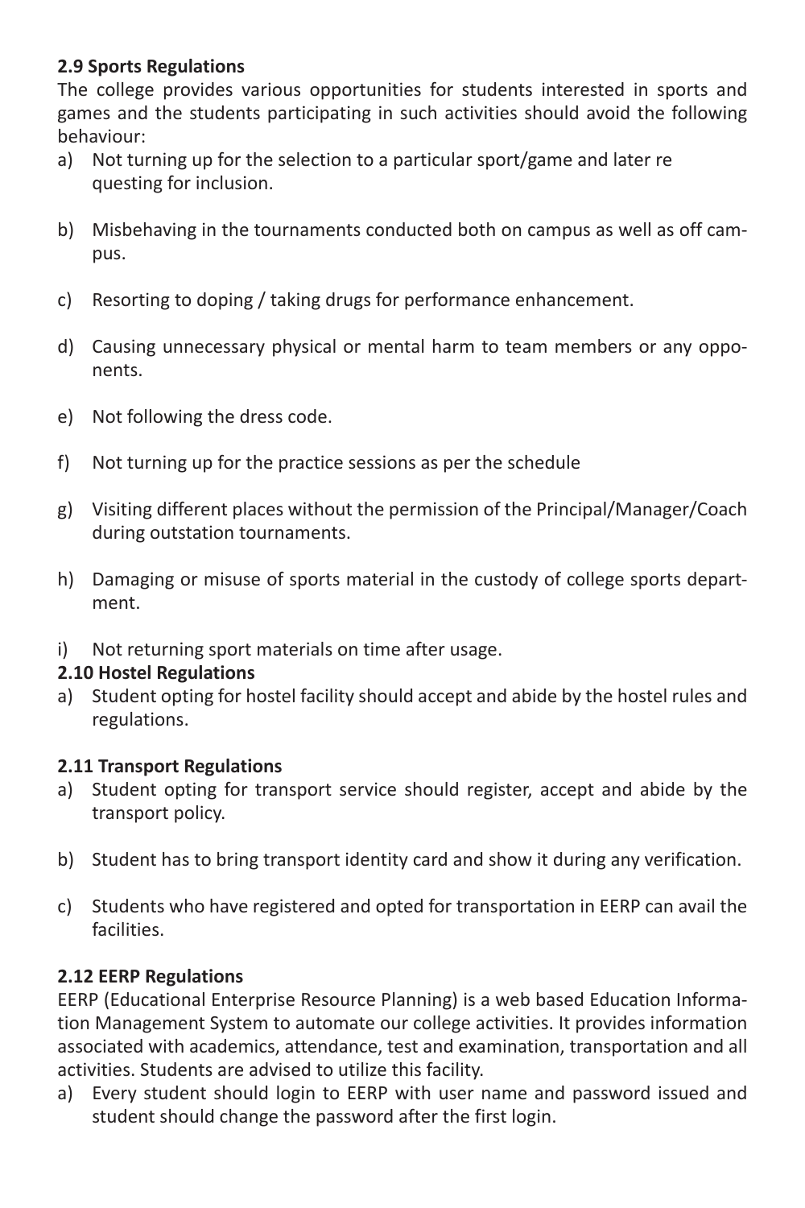**2.9 Sports Regulations**

The college provides various opportunities for students interested in sports and games and the students participating in such activities should avoid the following behaviour:

a) Not turning up for the selection to a particular sport/game and later requesting for inclusion.

b) Misbehaving in the tournaments conducted both on campus as well as off campus.

c) Resorting to doping / taking drugs for performance enhancement.

d) Causing unnecessary physical or mental harm to team members or any opponents.

e) Not following the dress code.

f) Not turning up for the practice sessions as per the schedule

g) Visiting different places without the permission of the Principal/Manager/Coach during outstation tournaments.

h) Damaging or misuse of sports material in the custody of college sports department.

i) Not returning sport materials on time after usage.

**2.10 Hostel Regulations**

a) Student opting for hostel facility should accept and abide by the hostel rules and regulations.

**2.11 Transport Regulations**

a) Student opting for transport service should register, accept and abide by the transport policy.

b) Student has to bring transport identity card and show it during any verification.

c) Students who have registered and opted for transportation in EERP can avail the facilities.

**2.12 EERP Regulations**

EERP (Educational Enterprise Resource Planning) is a web based Education Information Management System to automate our college activities. It provides information associated with academics, attendance, test and examination, transportation and all activities. Students are advised to utilize this facility.

a) Every student should login to EERP with user name and password issued and student should change the password after the first login.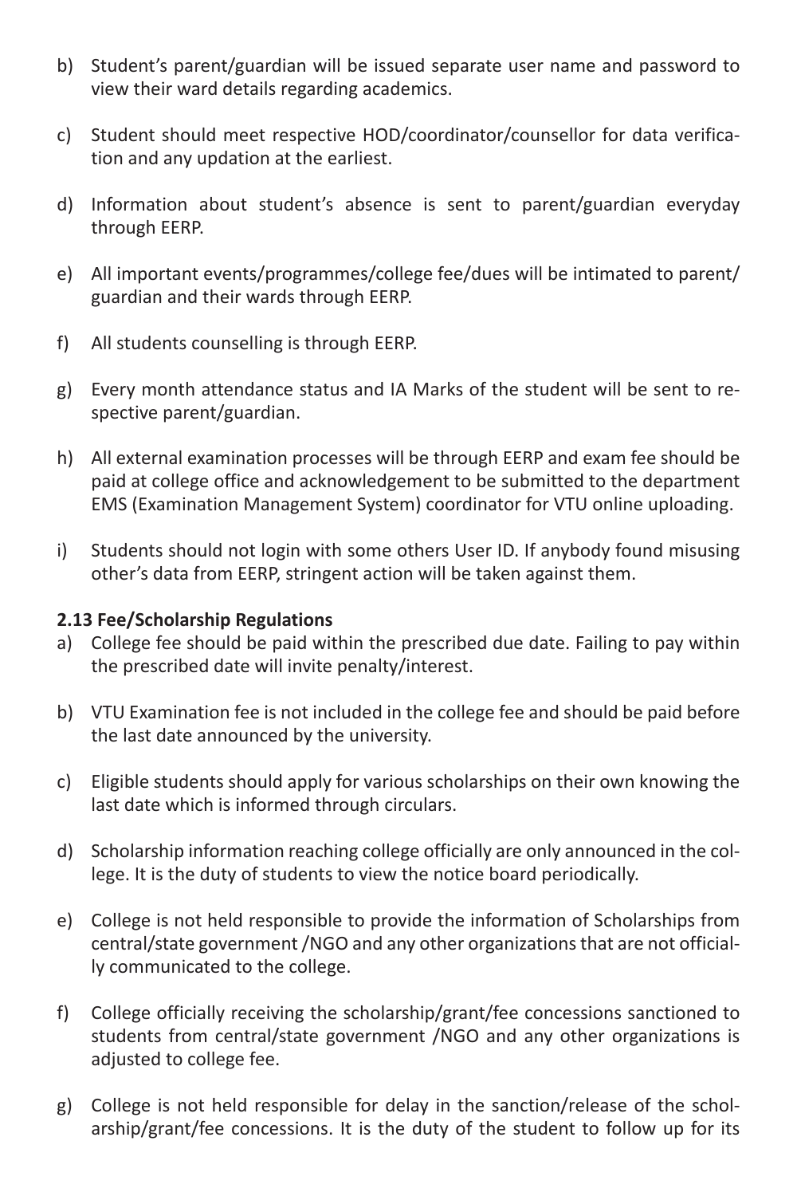b) Student's parent/guardian will be issued separate user name and password to view their ward details regarding academics.

c) Student should meet respective HOD/coordinator/counsellor for data verification and any updation at the earliest.

d) Information about student's absence is sent to parent/guardian everyday through EERP.

e) All important events/programmes/college fee/dues will be intimated to parent/guardian and their wards through EERP.

f) All students counselling is through EERP.

g) Every month attendance status and IA Marks of the student will be sent to respective parent/guardian.

h) All external examination processes will be through EERP and exam fee should be paid at college office and acknowledgement to be submitted to the department EMS (Examination Management System) coordinator for VTU online uploading.

i) Students should not login with some others User ID. If anybody found misusing other's data from EERP, stringent action will be taken against them.

**2.13 Fee/Scholarship Regulations**

a) College fee should be paid within the prescribed due date. Failing to pay within the prescribed date will invite penalty/interest.

b) VTU Examination fee is not included in the college fee and should be paid before the last date announced by the university.

c) Eligible students should apply for various scholarships on their own knowing the last date which is informed through circulars.

d) Scholarship information reaching college officially are only announced in the college. It is the duty of students to view the notice board periodically.

e) College is not held responsible to provide the information of Scholarships from central/state government /NGO and any other organizations that are not officially communicated to the college.

f) College officially receiving the scholarship/grant/fee concessions sanctioned to students from central/state government /NGO and any other organizations is adjusted to college fee.

g) College is not held responsible for delay in the sanction/release of the scholarship/grant/fee concessions. It is the duty of the student to follow up for its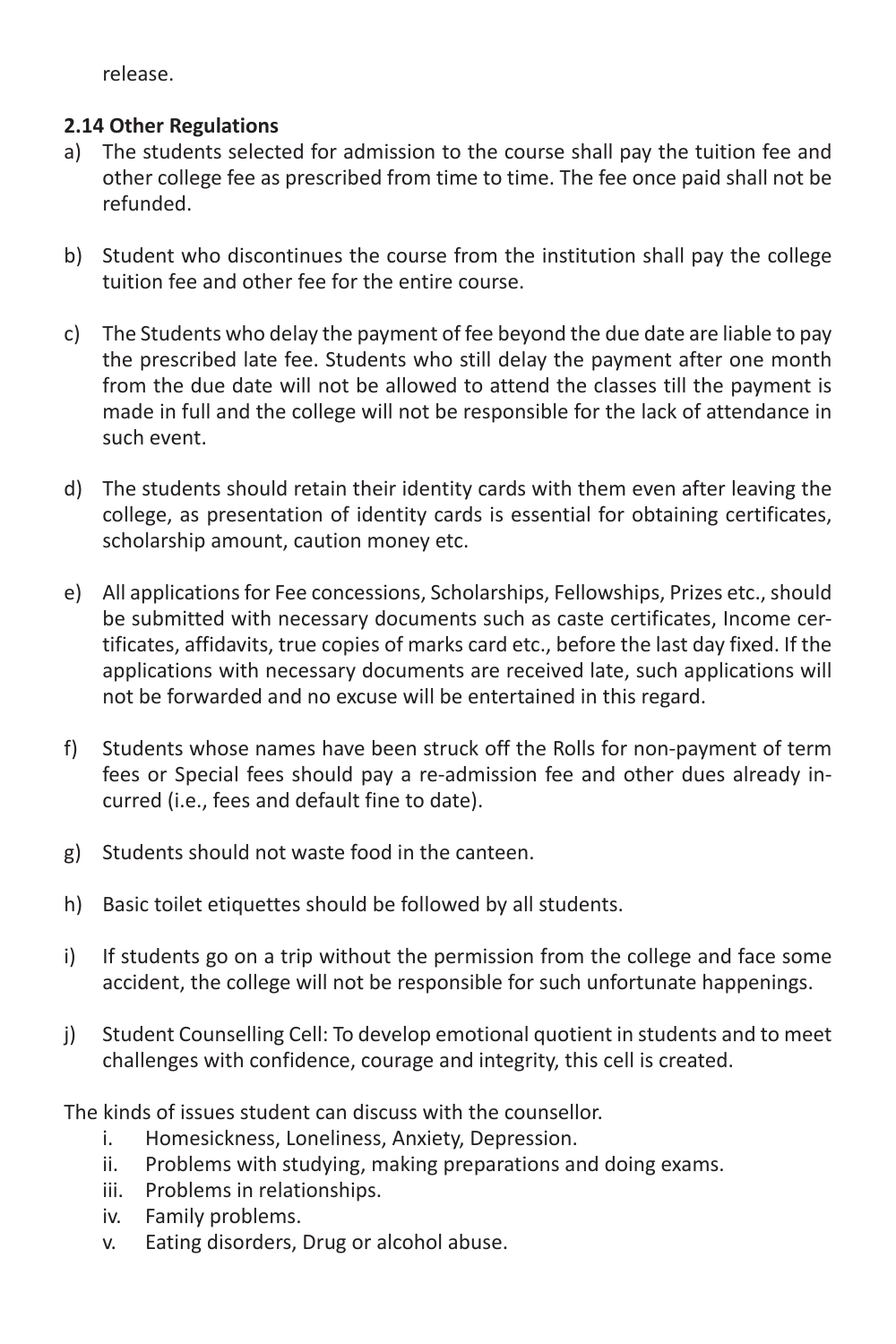release.

**2.14 Other Regulations**

a) The students selected for admission to the course shall pay the tuition fee and other college fee as prescribed from time to time. The fee once paid shall not be refunded.

b) Student who discontinues the course from the institution shall pay the college tuition fee and other fee for the entire course.

c) The Students who delay the payment of fee beyond the due date are liable to pay the prescribed late fee. Students who still delay the payment after one month from the due date will not be allowed to attend the classes till the payment is made in full and the college will not be responsible for the lack of attendance in such event.

d) The students should retain their identity cards with them even after leaving the college, as presentation of identity cards is essential for obtaining certificates, scholarship amount, caution money etc.

e) All applications for Fee concessions, Scholarships, Fellowships, Prizes etc., should be submitted with necessary documents such as caste certificates, Income certificates, affidavits, true copies of marks card etc., before the last day fixed. If the applications with necessary documents are received late, such applications will not be forwarded and no excuse will be entertained in this regard.

f) Students whose names have been struck off the Rolls for non-payment of term fees or Special fees should pay a re-admission fee and other dues already incurred (i.e., fees and default fine to date).

g) Students should not waste food in the canteen.

h) Basic toilet etiquettes should be followed by all students.

i) If students go on a trip without the permission from the college and face some accident, the college will not be responsible for such unfortunate happenings.

j) Student Counselling Cell: To develop emotional quotient in students and to meet challenges with confidence, courage and integrity, this cell is created.

The kinds of issues student can discuss with the counsellor.

i. Homesickness, Loneliness, Anxiety, Depression.
ii. Problems with studying, making preparations and doing exams.
iii. Problems in relationships.
iv. Family problems.
v. Eating disorders, Drug or alcohol abuse.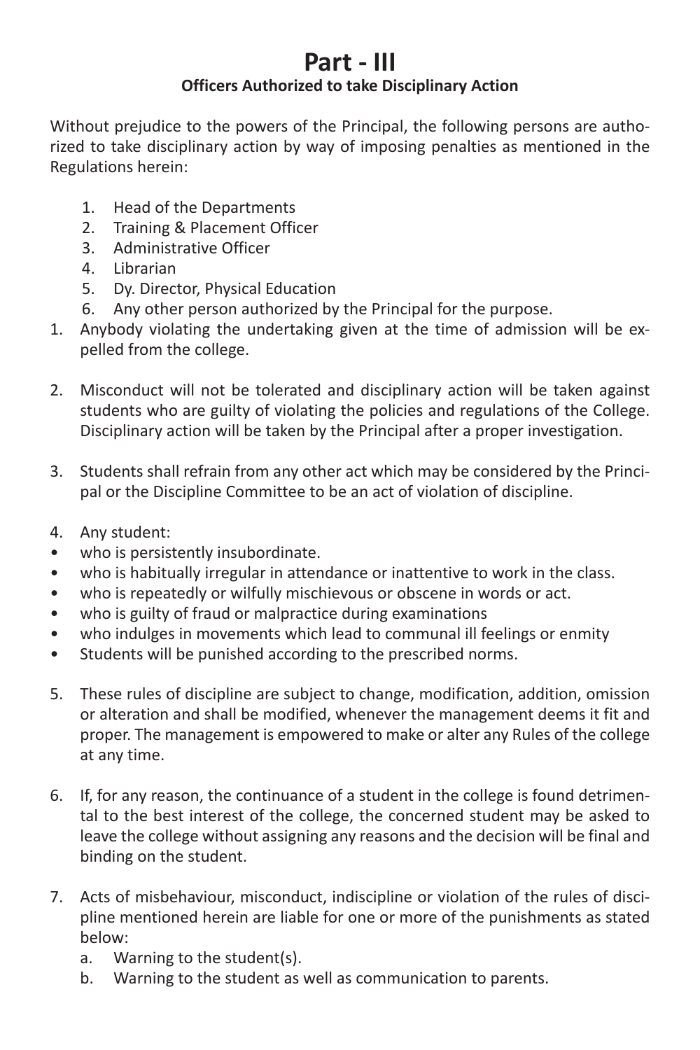# Part - III

## Officers Authorized to take Disciplinary Action

Without prejudice to the powers of the Principal, the following persons are authorized to take disciplinary action by way of imposing penalties as mentioned in the Regulations herein:

1. Head of the Departments
2. Training & Placement Officer
3. Administrative Officer
4. Librarian
5. Dy. Director, Physical Education
6. Any other person authorized by the Principal for the purpose.

1. Anybody violating the undertaking given at the time of admission will be expelled from the college.

2. Misconduct will not be tolerated and disciplinary action will be taken against students who are guilty of violating the policies and regulations of the College. Disciplinary action will be taken by the Principal after a proper investigation.

3. Students shall refrain from any other act which may be considered by the Principal or the Discipline Committee to be an act of violation of discipline.

4. Any student:

- who is persistently insubordinate.
- who is habitually irregular in attendance or inattentive to work in the class.
- who is repeatedly or wilfully mischievous or obscene in words or act.
- who is guilty of fraud or malpractice during examinations
- who indulges in movements which lead to communal ill feelings or enmity
- Students will be punished according to the prescribed norms.

5. These rules of discipline are subject to change, modification, addition, omission or alteration and shall be modified, whenever the management deems it fit and proper. The management is empowered to make or alter any Rules of the college at any time.

6. If, for any reason, the continuance of a student in the college is found detrimental to the best interest of the college, the concerned student may be asked to leave the college without assigning any reasons and the decision will be final and binding on the student.

7. Acts of misbehaviour, misconduct, indiscipline or violation of the rules of discipline mentioned herein are liable for one or more of the punishments as stated below:
   a. Warning to the student(s).
   b. Warning to the student as well as communication to parents.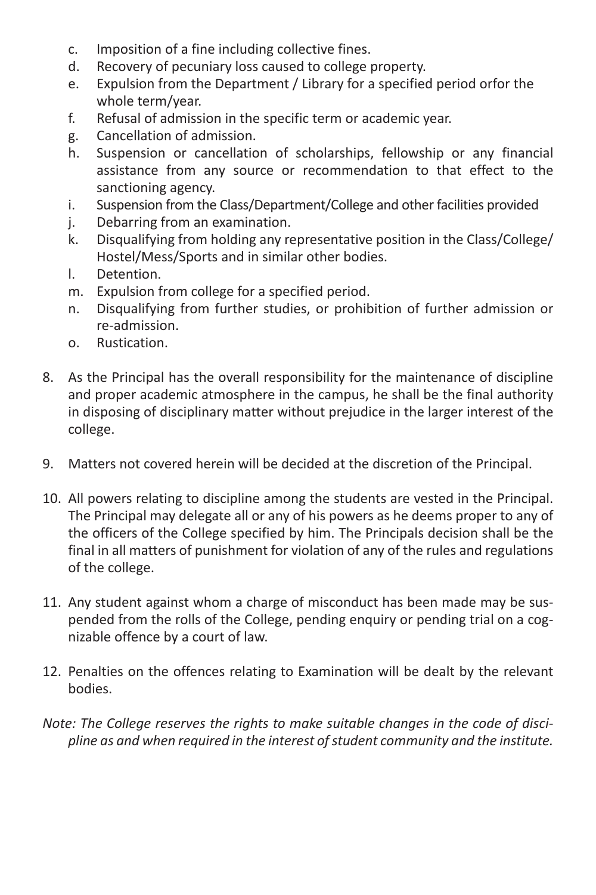c. Imposition of a fine including collective fines.
d. Recovery of pecuniary loss caused to college property.
e. Expulsion from the Department / Library for a specified period orfor the whole term/year.
f. Refusal of admission in the specific term or academic year.
g. Cancellation of admission.
h. Suspension or cancellation of scholarships, fellowship or any financial assistance from any source or recommendation to that effect to the sanctioning agency.
i. Suspension from the Class/Department/College and other facilities provided
j. Debarring from an examination.
k. Disqualifying from holding any representative position in the Class/College/ Hostel/Mess/Sports and in similar other bodies.
l. Detention.
m. Expulsion from college for a specified period.
n. Disqualifying from further studies, or prohibition of further admission or re-admission.
o. Rustication.

8. As the Principal has the overall responsibility for the maintenance of discipline and proper academic atmosphere in the campus, he shall be the final authority in disposing of disciplinary matter without prejudice in the larger interest of the college.

9. Matters not covered herein will be decided at the discretion of the Principal.

10. All powers relating to discipline among the students are vested in the Principal. The Principal may delegate all or any of his powers as he deems proper to any of the officers of the College specified by him. The Principals decision shall be the final in all matters of punishment for violation of any of the rules and regulations of the college.

11. Any student against whom a charge of misconduct has been made may be suspended from the rolls of the College, pending enquiry or pending trial on a cognizable offence by a court of law.

12. Penalties on the offences relating to Examination will be dealt by the relevant bodies.

*Note: The College reserves the rights to make suitable changes in the code of discipline as and when required in the interest of student community and the institute.*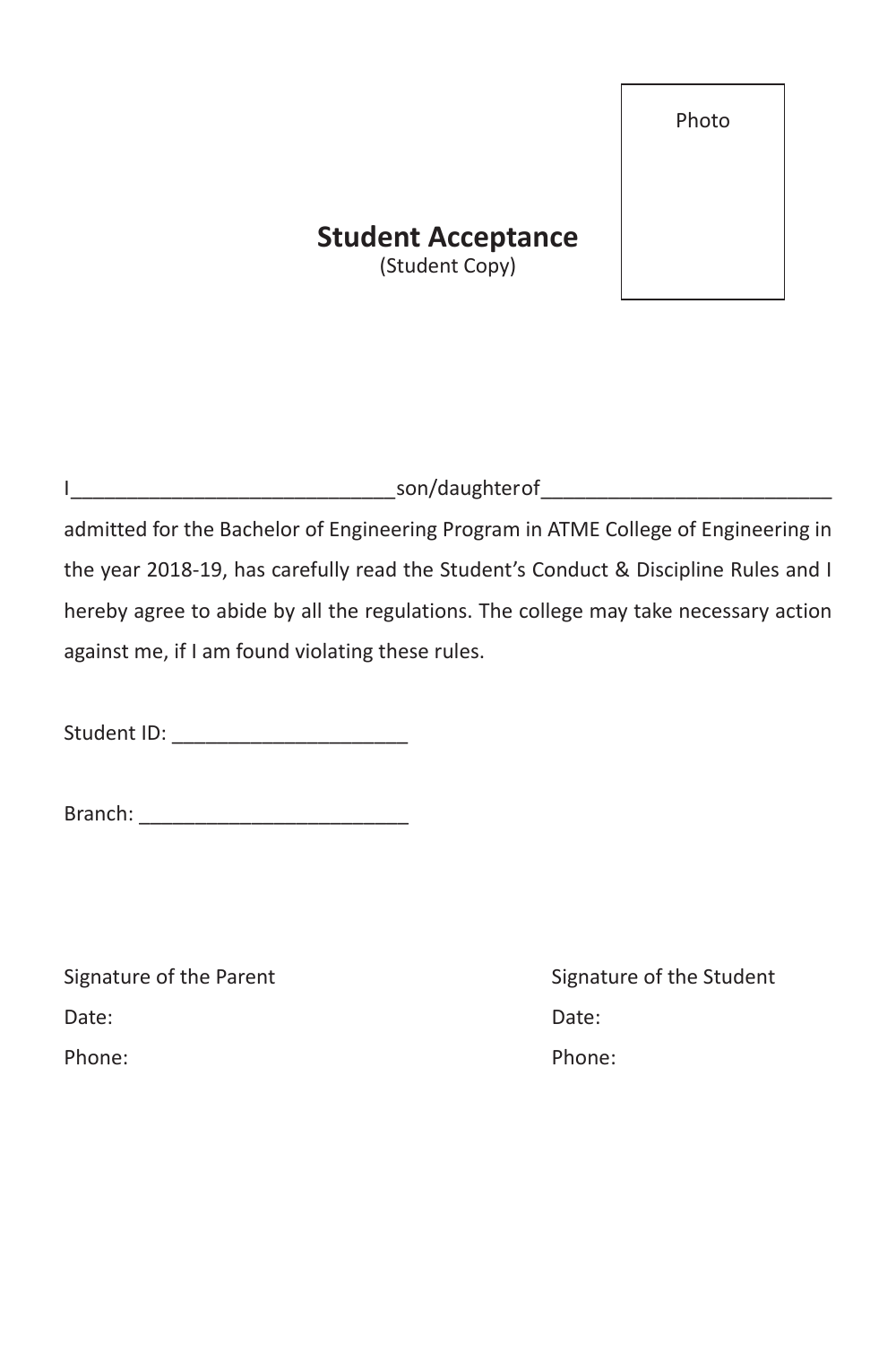Photo

## Student Acceptance

(Student Copy)

I_____________________________son/daughter of_________________________ admitted for the Bachelor of Engineering Program in ATME College of Engineering in the year 2018-19, has carefully read the Student's Conduct & Discipline Rules and I hereby agree to abide by all the regulations. The college may take necessary action against me, if I am found violating these rules.

Student ID: _____________________

Branch: ________________________

Signature of the Parent

Date:

Phone:

Signature of the Student

Date:

Phone: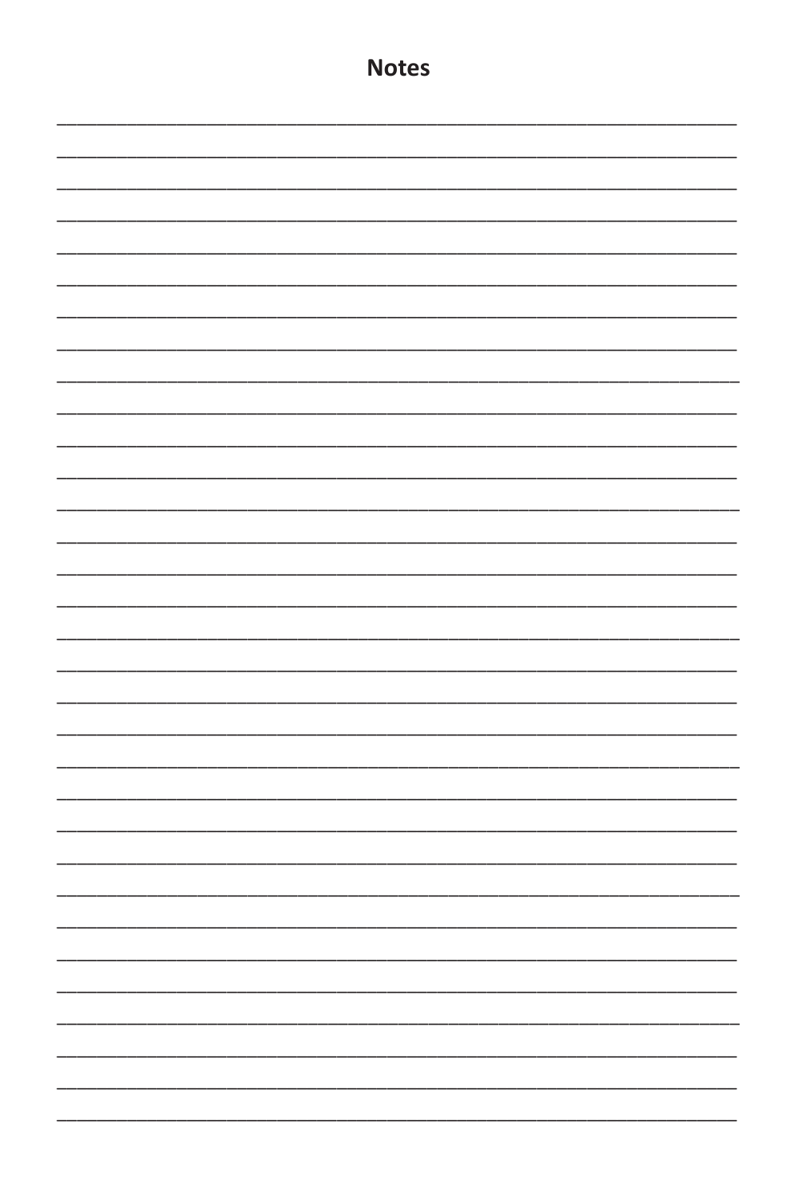# Notes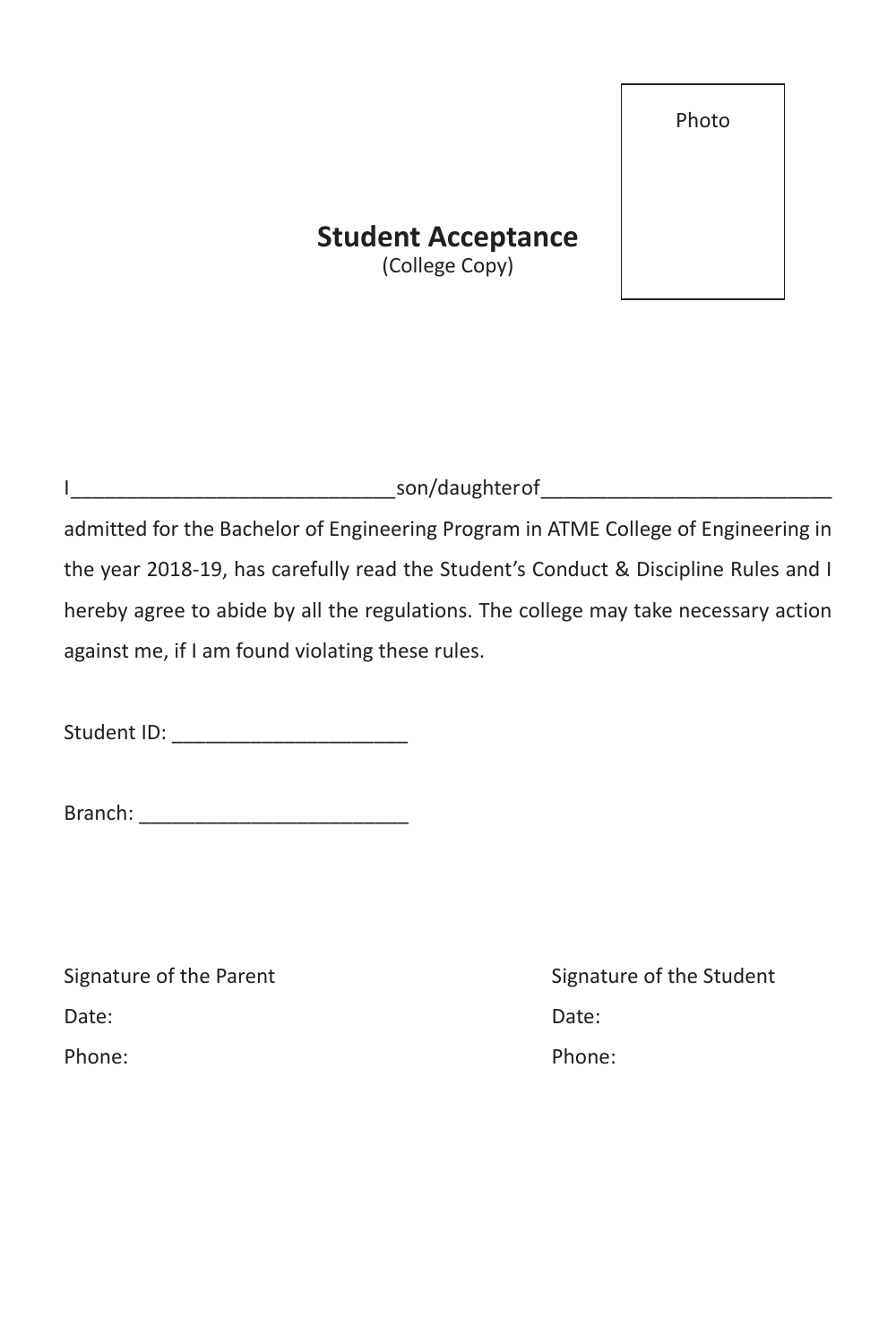Photo

# Student Acceptance

(College Copy)

I______________________________son/daughter of__________________________ admitted for the Bachelor of Engineering Program in ATME College of Engineering in the year 2018-19, has carefully read the Student's Conduct & Discipline Rules and I hereby agree to abide by all the regulations. The college may take necessary action against me, if I am found violating these rules.

Student ID: ______________________

Branch: _________________________

Signature of the Parent

Date:

Phone:

Signature of the Student

Date:

Phone: